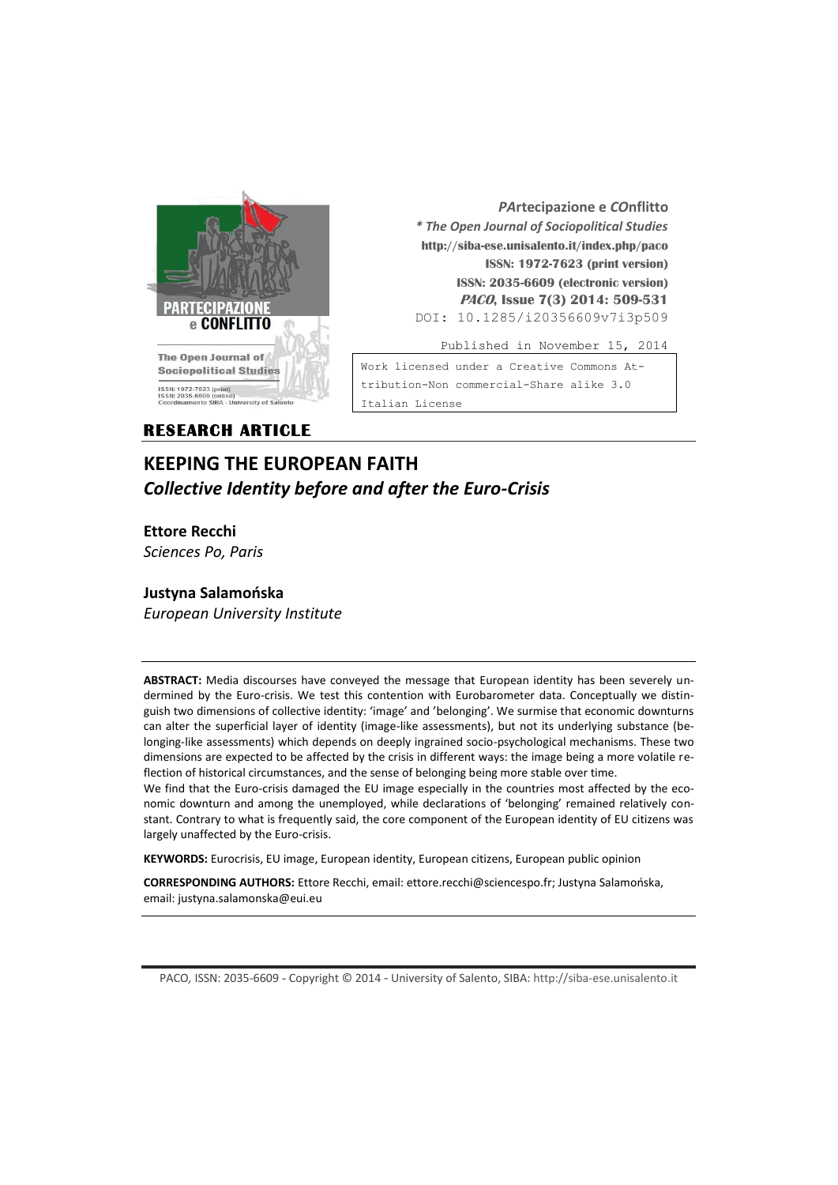*PArtecipazione e COnflitto*
*\* The Open Journal of Sociopolitical Studies*
http://siba-ese.unisalento.it/index.php/paco
ISSN: 1972-7623 (print version)
ISSN: 2035-6609 (electronic version)
*PACO*, Issue 7(3) 2014: 509-531
DOI: 10.1285/i20356609v7i3p509

Published in November 15, 2014

Work licensed under a Creative Commons Attribution-Non commercial-Share alike 3.0 Italian License

**RESEARCH ARTICLE**

# KEEPING THE EUROPEAN FAITH
## *Collective Identity before and after the Euro-Crisis*

**Ettore Recchi**
*Sciences Po, Paris*

**Justyna Salamońska**
*European University Institute*

**ABSTRACT:** Media discourses have conveyed the message that European identity has been severely undermined by the Euro-crisis. We test this contention with Eurobarometer data. Conceptually we distinguish two dimensions of collective identity: 'image' and 'belonging'. We surmise that economic downturns can alter the superficial layer of identity (image-like assessments), but not its underlying substance (belonging-like assessments) which depends on deeply ingrained socio-psychological mechanisms. These two dimensions are expected to be affected by the crisis in different ways: the image being a more volatile reflection of historical circumstances, and the sense of belonging being more stable over time.

We find that the Euro-crisis damaged the EU image especially in the countries most affected by the economic downturn and among the unemployed, while declarations of 'belonging' remained relatively constant. Contrary to what is frequently said, the core component of the European identity of EU citizens was largely unaffected by the Euro-crisis.

**KEYWORDS:** Eurocrisis, EU image, European identity, European citizens, European public opinion

**CORRESPONDING AUTHORS:** Ettore Recchi, email: ettore.recchi@sciencespo.fr; Justyna Salamońska, email: justyna.salamonska@eui.eu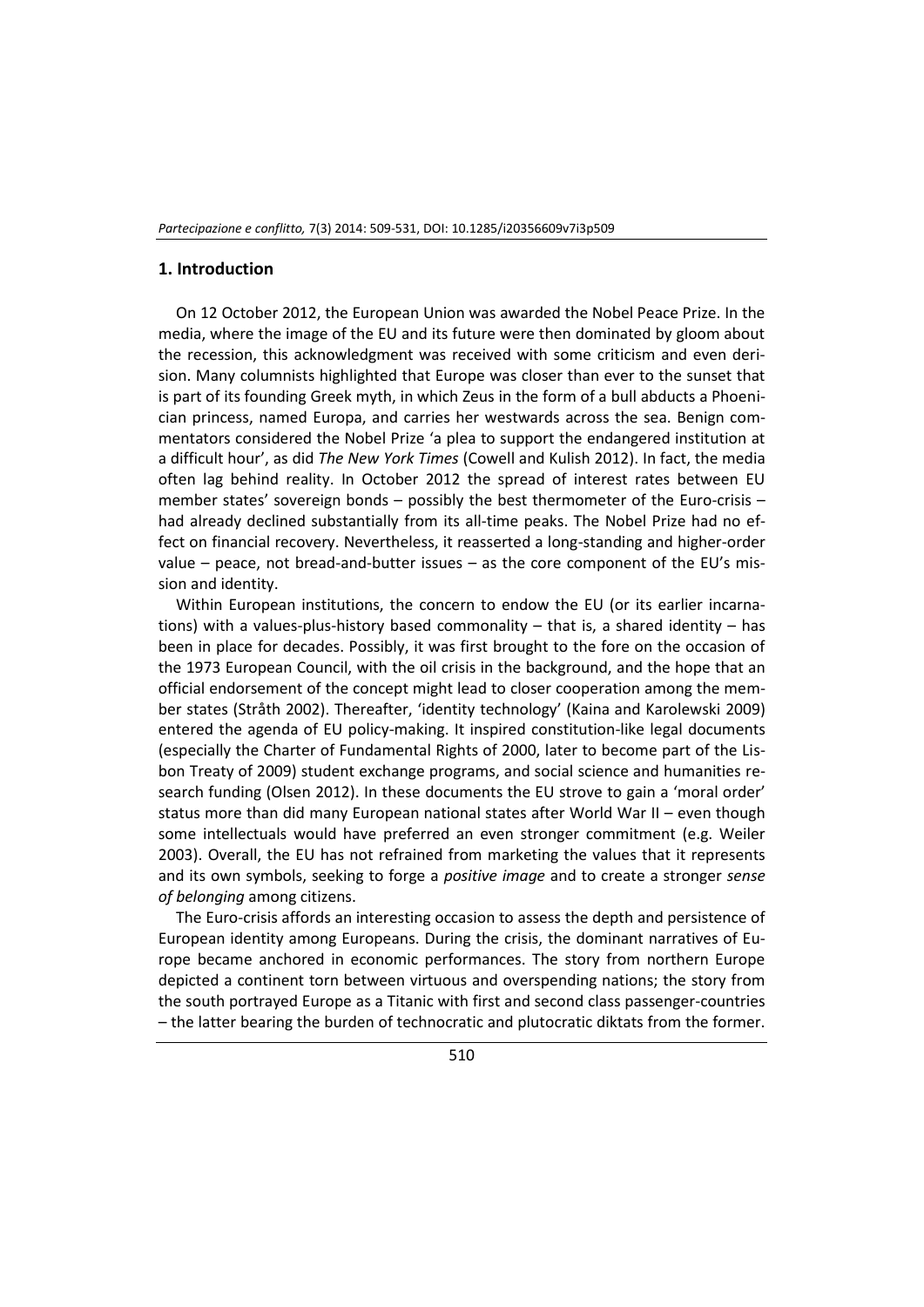## 1. Introduction

On 12 October 2012, the European Union was awarded the Nobel Peace Prize. In the media, where the image of the EU and its future were then dominated by gloom about the recession, this acknowledgment was received with some criticism and even derision. Many columnists highlighted that Europe was closer than ever to the sunset that is part of its founding Greek myth, in which Zeus in the form of a bull abducts a Phoenician princess, named Europa, and carries her westwards across the sea. Benign commentators considered the Nobel Prize 'a plea to support the endangered institution at a difficult hour', as did *The New York Times* (Cowell and Kulish 2012). In fact, the media often lag behind reality. In October 2012 the spread of interest rates between EU member states' sovereign bonds – possibly the best thermometer of the Euro-crisis – had already declined substantially from its all-time peaks. The Nobel Prize had no effect on financial recovery. Nevertheless, it reasserted a long-standing and higher-order value – peace, not bread-and-butter issues – as the core component of the EU's mission and identity.

Within European institutions, the concern to endow the EU (or its earlier incarnations) with a values-plus-history based commonality – that is, a shared identity – has been in place for decades. Possibly, it was first brought to the fore on the occasion of the 1973 European Council, with the oil crisis in the background, and the hope that an official endorsement of the concept might lead to closer cooperation among the member states (Stråth 2002). Thereafter, 'identity technology' (Kaina and Karolewski 2009) entered the agenda of EU policy-making. It inspired constitution-like legal documents (especially the Charter of Fundamental Rights of 2000, later to become part of the Lisbon Treaty of 2009) student exchange programs, and social science and humanities research funding (Olsen 2012). In these documents the EU strove to gain a 'moral order' status more than did many European national states after World War II – even though some intellectuals would have preferred an even stronger commitment (e.g. Weiler 2003). Overall, the EU has not refrained from marketing the values that it represents and its own symbols, seeking to forge a *positive image* and to create a stronger *sense of belonging* among citizens.

The Euro-crisis affords an interesting occasion to assess the depth and persistence of European identity among Europeans. During the crisis, the dominant narratives of Europe became anchored in economic performances. The story from northern Europe depicted a continent torn between virtuous and overspending nations; the story from the south portrayed Europe as a Titanic with first and second class passenger-countries – the latter bearing the burden of technocratic and plutocratic diktats from the former.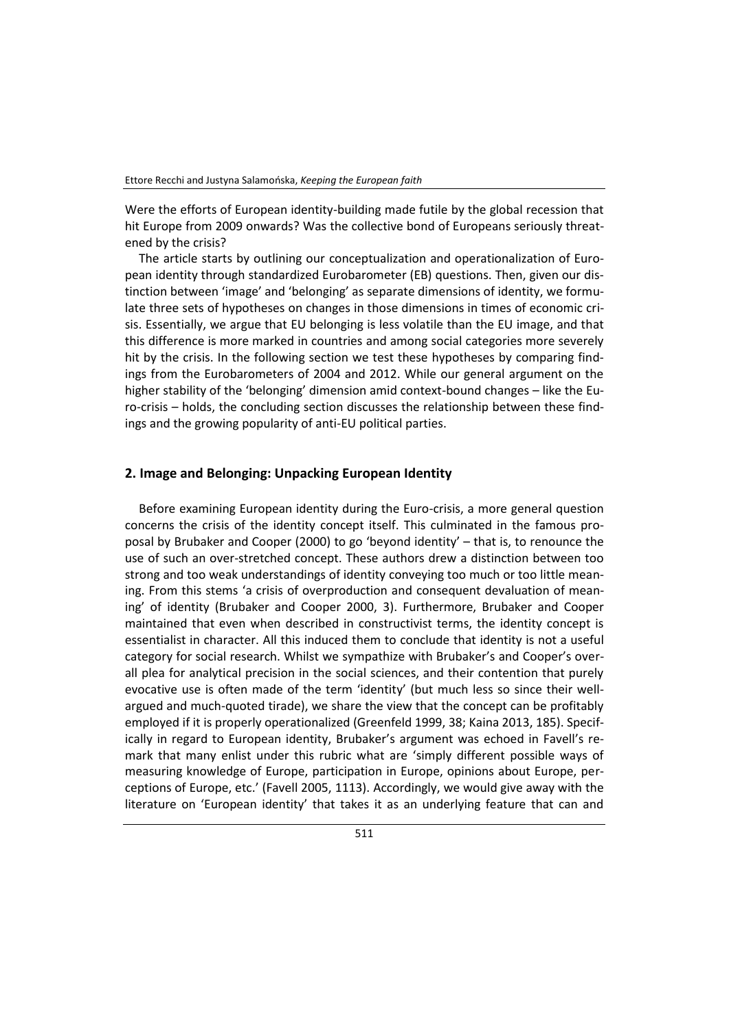Were the efforts of European identity-building made futile by the global recession that hit Europe from 2009 onwards? Was the collective bond of Europeans seriously threatened by the crisis?

The article starts by outlining our conceptualization and operationalization of European identity through standardized Eurobarometer (EB) questions. Then, given our distinction between 'image' and 'belonging' as separate dimensions of identity, we formulate three sets of hypotheses on changes in those dimensions in times of economic crisis. Essentially, we argue that EU belonging is less volatile than the EU image, and that this difference is more marked in countries and among social categories more severely hit by the crisis. In the following section we test these hypotheses by comparing findings from the Eurobarometers of 2004 and 2012. While our general argument on the higher stability of the 'belonging' dimension amid context-bound changes – like the Euro-crisis – holds, the concluding section discusses the relationship between these findings and the growing popularity of anti-EU political parties.

## 2. Image and Belonging: Unpacking European Identity

Before examining European identity during the Euro-crisis, a more general question concerns the crisis of the identity concept itself. This culminated in the famous proposal by Brubaker and Cooper (2000) to go 'beyond identity' – that is, to renounce the use of such an over-stretched concept. These authors drew a distinction between too strong and too weak understandings of identity conveying too much or too little meaning. From this stems 'a crisis of overproduction and consequent devaluation of meaning' of identity (Brubaker and Cooper 2000, 3). Furthermore, Brubaker and Cooper maintained that even when described in constructivist terms, the identity concept is essentialist in character. All this induced them to conclude that identity is not a useful category for social research. Whilst we sympathize with Brubaker's and Cooper's overall plea for analytical precision in the social sciences, and their contention that purely evocative use is often made of the term 'identity' (but much less so since their well-argued and much-quoted tirade), we share the view that the concept can be profitably employed if it is properly operationalized (Greenfeld 1999, 38; Kaina 2013, 185). Specifically in regard to European identity, Brubaker's argument was echoed in Favell's remark that many enlist under this rubric what are 'simply different possible ways of measuring knowledge of Europe, participation in Europe, opinions about Europe, perceptions of Europe, etc.' (Favell 2005, 1113). Accordingly, we would give away with the literature on 'European identity' that takes it as an underlying feature that can and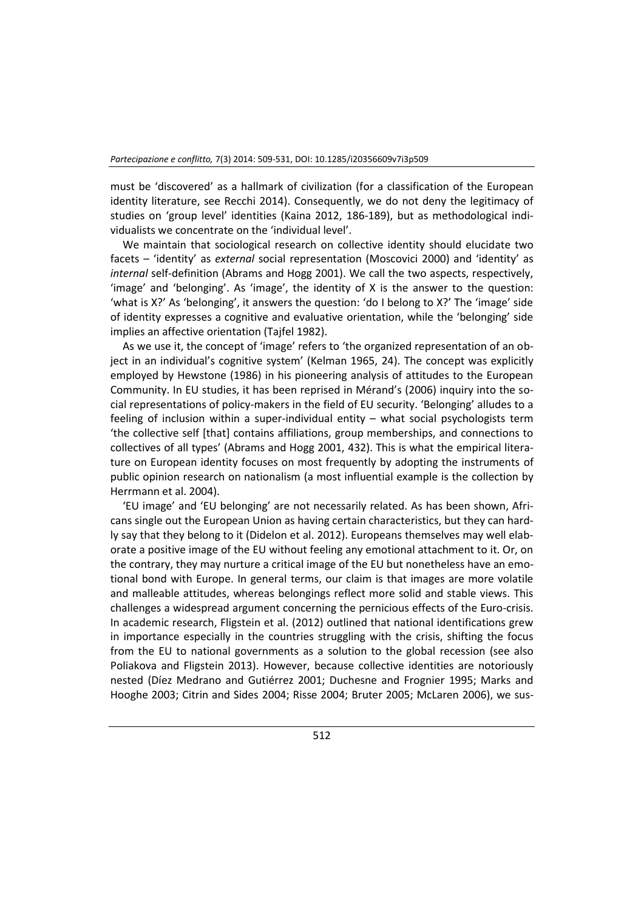must be 'discovered' as a hallmark of civilization (for a classification of the European identity literature, see Recchi 2014). Consequently, we do not deny the legitimacy of studies on 'group level' identities (Kaina 2012, 186-189), but as methodological individualists we concentrate on the 'individual level'.

We maintain that sociological research on collective identity should elucidate two facets – 'identity' as *external* social representation (Moscovici 2000) and 'identity' as *internal* self-definition (Abrams and Hogg 2001). We call the two aspects, respectively, 'image' and 'belonging'. As 'image', the identity of X is the answer to the question: 'what is X?' As 'belonging', it answers the question: 'do I belong to X?' The 'image' side of identity expresses a cognitive and evaluative orientation, while the 'belonging' side implies an affective orientation (Tajfel 1982).

As we use it, the concept of 'image' refers to 'the organized representation of an object in an individual's cognitive system' (Kelman 1965, 24). The concept was explicitly employed by Hewstone (1986) in his pioneering analysis of attitudes to the European Community. In EU studies, it has been reprised in Mérand's (2006) inquiry into the social representations of policy-makers in the field of EU security. 'Belonging' alludes to a feeling of inclusion within a super-individual entity – what social psychologists term 'the collective self [that] contains affiliations, group memberships, and connections to collectives of all types' (Abrams and Hogg 2001, 432). This is what the empirical literature on European identity focuses on most frequently by adopting the instruments of public opinion research on nationalism (a most influential example is the collection by Herrmann et al. 2004).

'EU image' and 'EU belonging' are not necessarily related. As has been shown, Africans single out the European Union as having certain characteristics, but they can hardly say that they belong to it (Didelon et al. 2012). Europeans themselves may well elaborate a positive image of the EU without feeling any emotional attachment to it. Or, on the contrary, they may nurture a critical image of the EU but nonetheless have an emotional bond with Europe. In general terms, our claim is that images are more volatile and malleable attitudes, whereas belongings reflect more solid and stable views. This challenges a widespread argument concerning the pernicious effects of the Euro-crisis. In academic research, Fligstein et al. (2012) outlined that national identifications grew in importance especially in the countries struggling with the crisis, shifting the focus from the EU to national governments as a solution to the global recession (see also Poliakova and Fligstein 2013). However, because collective identities are notoriously nested (Díez Medrano and Gutiérrez 2001; Duchesne and Frognier 1995; Marks and Hooghe 2003; Citrin and Sides 2004; Risse 2004; Bruter 2005; McLaren 2006), we sus-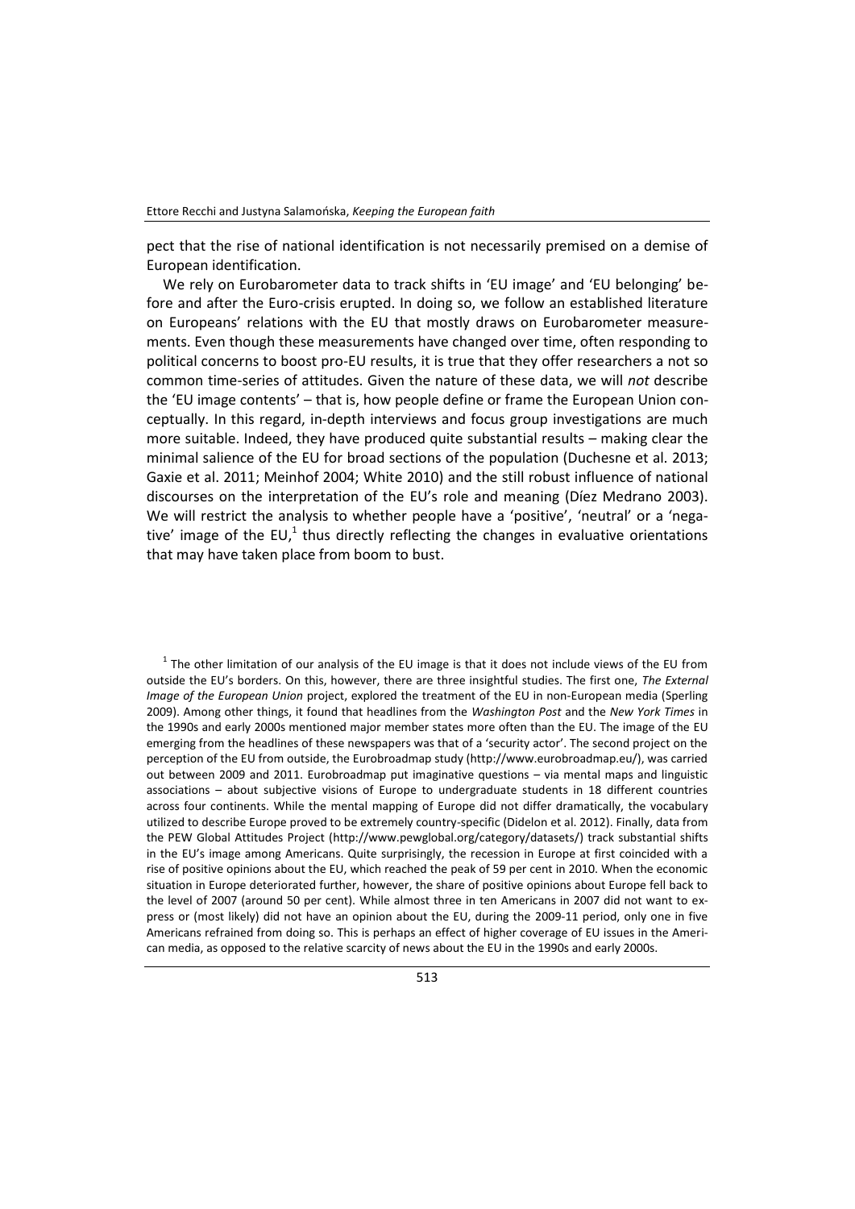pect that the rise of national identification is not necessarily premised on a demise of European identification.

We rely on Eurobarometer data to track shifts in 'EU image' and 'EU belonging' before and after the Euro-crisis erupted. In doing so, we follow an established literature on Europeans' relations with the EU that mostly draws on Eurobarometer measurements. Even though these measurements have changed over time, often responding to political concerns to boost pro-EU results, it is true that they offer researchers a not so common time-series of attitudes. Given the nature of these data, we will *not* describe the 'EU image contents' – that is, how people define or frame the European Union conceptually. In this regard, in-depth interviews and focus group investigations are much more suitable. Indeed, they have produced quite substantial results – making clear the minimal salience of the EU for broad sections of the population (Duchesne et al. 2013; Gaxie et al. 2011; Meinhof 2004; White 2010) and the still robust influence of national discourses on the interpretation of the EU's role and meaning (Díez Medrano 2003). We will restrict the analysis to whether people have a 'positive', 'neutral' or a 'negative' image of the EU,[1] thus directly reflecting the changes in evaluative orientations that may have taken place from boom to bust.

[1] The other limitation of our analysis of the EU image is that it does not include views of the EU from outside the EU's borders. On this, however, there are three insightful studies. The first one, *The External Image of the European Union* project, explored the treatment of the EU in non-European media (Sperling 2009). Among other things, it found that headlines from the *Washington Post* and the *New York Times* in the 1990s and early 2000s mentioned major member states more often than the EU. The image of the EU emerging from the headlines of these newspapers was that of a 'security actor'. The second project on the perception of the EU from outside, the Eurobroadmap study (http://www.eurobroadmap.eu/), was carried out between 2009 and 2011. Eurobroadmap put imaginative questions – via mental maps and linguistic associations – about subjective visions of Europe to undergraduate students in 18 different countries across four continents. While the mental mapping of Europe did not differ dramatically, the vocabulary utilized to describe Europe proved to be extremely country-specific (Didelon et al. 2012). Finally, data from the PEW Global Attitudes Project (http://www.pewglobal.org/category/datasets/) track substantial shifts in the EU's image among Americans. Quite surprisingly, the recession in Europe at first coincided with a rise of positive opinions about the EU, which reached the peak of 59 per cent in 2010. When the economic situation in Europe deteriorated further, however, the share of positive opinions about Europe fell back to the level of 2007 (around 50 per cent). While almost three in ten Americans in 2007 did not want to express or (most likely) did not have an opinion about the EU, during the 2009-11 period, only one in five Americans refrained from doing so. This is perhaps an effect of higher coverage of EU issues in the American media, as opposed to the relative scarcity of news about the EU in the 1990s and early 2000s.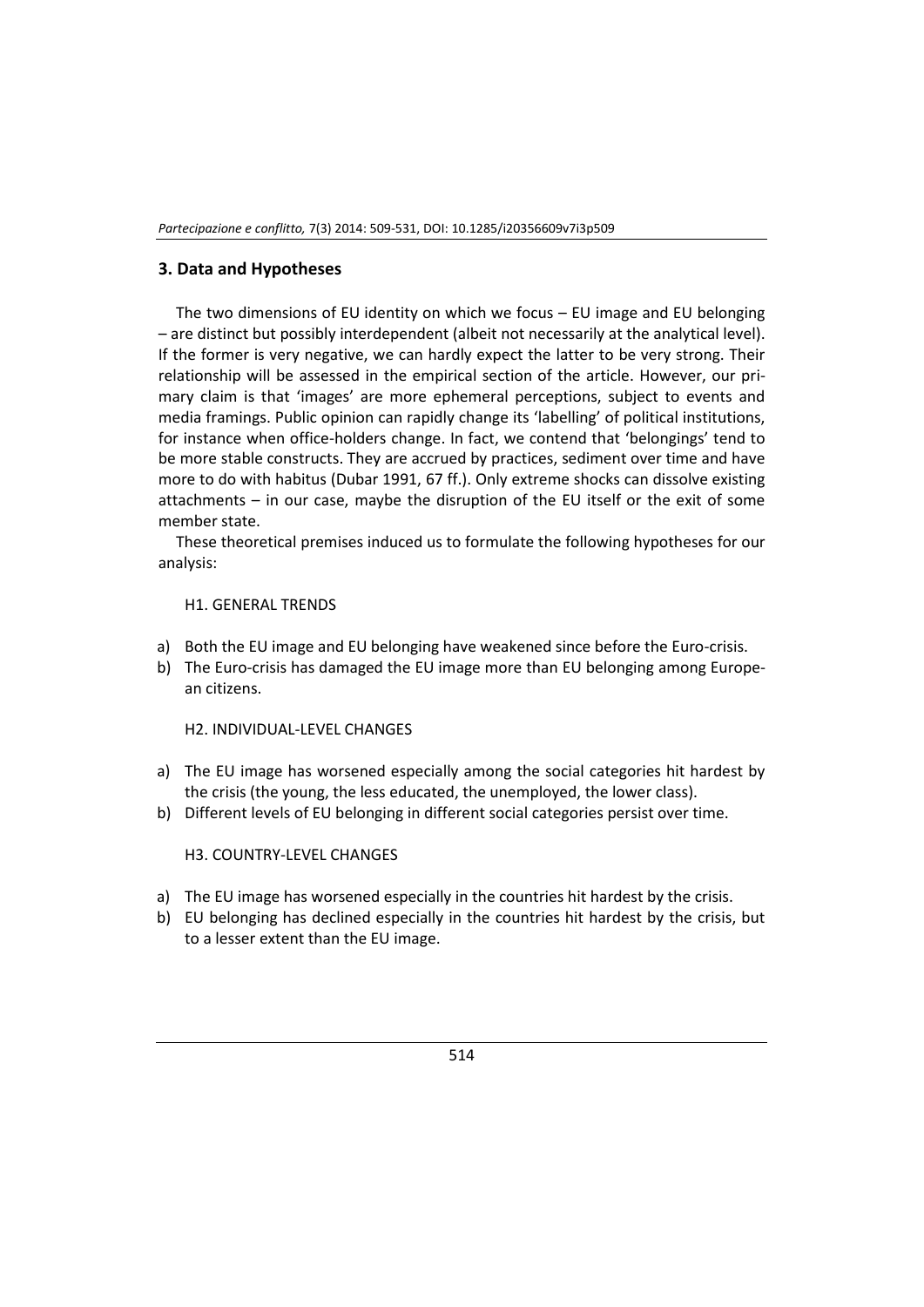## 3. Data and Hypotheses

The two dimensions of EU identity on which we focus – EU image and EU belonging – are distinct but possibly interdependent (albeit not necessarily at the analytical level). If the former is very negative, we can hardly expect the latter to be very strong. Their relationship will be assessed in the empirical section of the article. However, our primary claim is that 'images' are more ephemeral perceptions, subject to events and media framings. Public opinion can rapidly change its 'labelling' of political institutions, for instance when office-holders change. In fact, we contend that 'belongings' tend to be more stable constructs. They are accrued by practices, sediment over time and have more to do with habitus (Dubar 1991, 67 ff.). Only extreme shocks can dissolve existing attachments – in our case, maybe the disruption of the EU itself or the exit of some member state.

These theoretical premises induced us to formulate the following hypotheses for our analysis:

H1. GENERAL TRENDS

a) Both the EU image and EU belonging have weakened since before the Euro-crisis.
b) The Euro-crisis has damaged the EU image more than EU belonging among European citizens.

H2. INDIVIDUAL-LEVEL CHANGES

a) The EU image has worsened especially among the social categories hit hardest by the crisis (the young, the less educated, the unemployed, the lower class).
b) Different levels of EU belonging in different social categories persist over time.

H3. COUNTRY-LEVEL CHANGES

a) The EU image has worsened especially in the countries hit hardest by the crisis.
b) EU belonging has declined especially in the countries hit hardest by the crisis, but to a lesser extent than the EU image.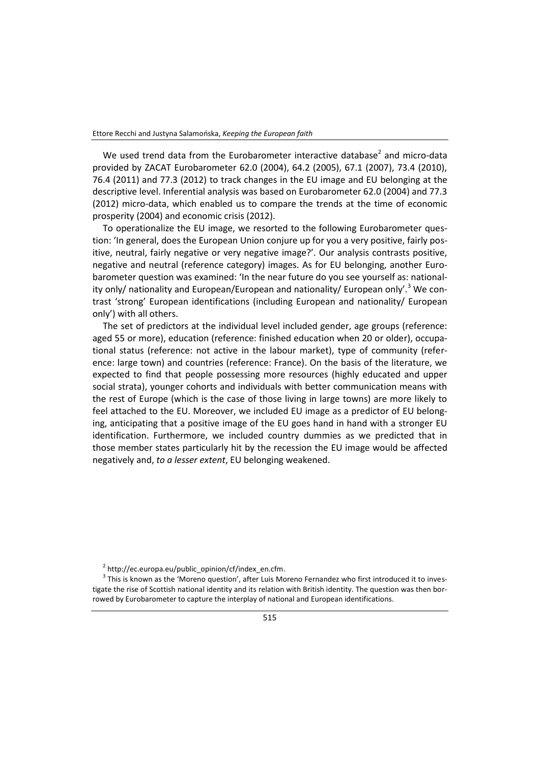We used trend data from the Eurobarometer interactive database[2] and micro-data provided by ZACAT Eurobarometer 62.0 (2004), 64.2 (2005), 67.1 (2007), 73.4 (2010), 76.4 (2011) and 77.3 (2012) to track changes in the EU image and EU belonging at the descriptive level. Inferential analysis was based on Eurobarometer 62.0 (2004) and 77.3 (2012) micro-data, which enabled us to compare the trends at the time of economic prosperity (2004) and economic crisis (2012).

To operationalize the EU image, we resorted to the following Eurobarometer question: 'In general, does the European Union conjure up for you a very positive, fairly positive, neutral, fairly negative or very negative image?'. Our analysis contrasts positive, negative and neutral (reference category) images. As for EU belonging, another Eurobarometer question was examined: 'In the near future do you see yourself as: nationality only/ nationality and European/European and nationality/ European only'.[3] We contrast 'strong' European identifications (including European and nationality/ European only') with all others.

The set of predictors at the individual level included gender, age groups (reference: aged 55 or more), education (reference: finished education when 20 or older), occupational status (reference: not active in the labour market), type of community (reference: large town) and countries (reference: France). On the basis of the literature, we expected to find that people possessing more resources (highly educated and upper social strata), younger cohorts and individuals with better communication means with the rest of Europe (which is the case of those living in large towns) are more likely to feel attached to the EU. Moreover, we included EU image as a predictor of EU belonging, anticipating that a positive image of the EU goes hand in hand with a stronger EU identification. Furthermore, we included country dummies as we predicted that in those member states particularly hit by the recession the EU image would be affected negatively and, *to a lesser extent*, EU belonging weakened.

[2] http://ec.europa.eu/public_opinion/cf/index_en.cfm.

[3] This is known as the 'Moreno question', after Luis Moreno Fernandez who first introduced it to investigate the rise of Scottish national identity and its relation with British identity. The question was then borrowed by Eurobarometer to capture the interplay of national and European identifications.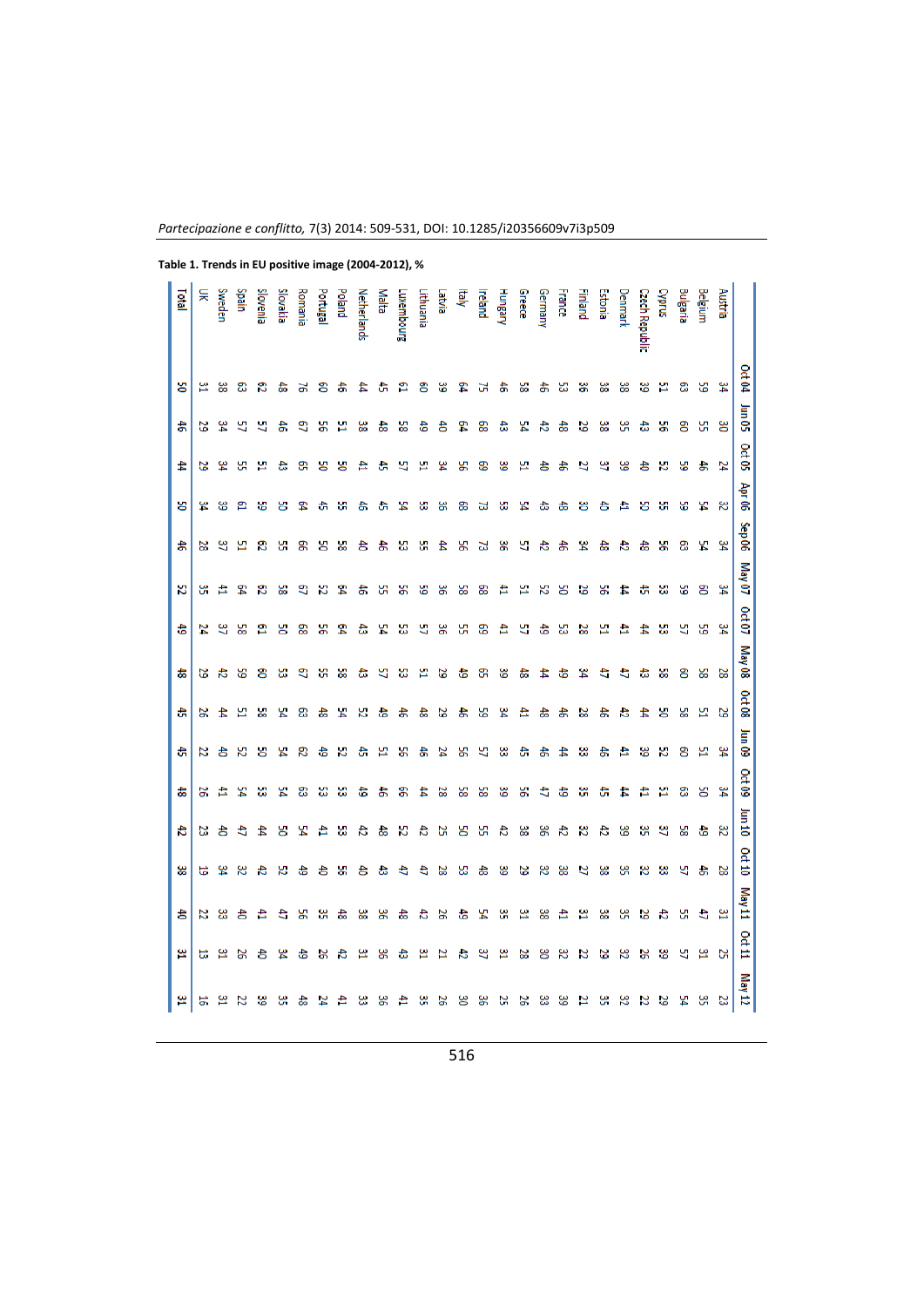**Table 1. Trends in EU positive image (2004-2012), %**

| | Oct 04 | Jun 05 | Oct 05 | Apr 06 | Sep 06 | May 07 | Oct 07 | May 08 | Oct 08 | Jun 09 | Oct 09 | Jun 10 | Oct 10 | May 11 | Oct 11 | May 12 |
|---|---|---|---|---|---|---|---|---|---|---|---|---|---|---|---|---|
| Austria | 34 | 30 | 24 | 32 | 34 | 34 | 34 | 28 | 29 | 34 | 34 | 32 | 28 | 31 | 25 | 23 |
| Belgium | 59 | 55 | 46 | 54 | 54 | 60 | 59 | 58 | 51 | 51 | 50 | 49 | 46 | 47 | 31 | 35 |
| Bulgaria | 63 | 60 | 59 | 59 | 63 | 59 | 57 | 60 | 58 | 60 | 63 | 58 | 57 | 55 | 57 | 54 |
| Cyprus | 51 | 56 | 52 | 55 | 56 | 53 | 53 | 58 | 50 | 52 | 51 | 37 | 33 | 42 | 39 | 29 |
| Czech Republic | 39 | 43 | 40 | 50 | 48 | 45 | 44 | 43 | 44 | 39 | 41 | 35 | 32 | 29 | 26 | 22 |
| Denmark | 38 | 35 | 39 | 41 | 42 | 44 | 41 | 47 | 42 | 41 | 44 | 39 | 35 | 35 | 32 | 32 |
| Estonia | 38 | 38 | 37 | 40 | 48 | 56 | 51 | 47 | 46 | 46 | 45 | 42 | 38 | 38 | 29 | 35 |
| Finland | 36 | 29 | 27 | 30 | 34 | 29 | 28 | 34 | 28 | 33 | 35 | 32 | 27 | 31 | 22 | 21 |
| France | 53 | 48 | 46 | 48 | 46 | 50 | 53 | 49 | 46 | 44 | 49 | 42 | 38 | 41 | 32 | 39 |
| Germany | 46 | 42 | 40 | 43 | 42 | 52 | 49 | 44 | 48 | 46 | 47 | 36 | 32 | 38 | 30 | 33 |
| Greece | 58 | 54 | 51 | 54 | 57 | 51 | 57 | 48 | 41 | 45 | 56 | 38 | 29 | 31 | 28 | 26 |
| Hungary | 46 | 43 | 39 | 53 | 36 | 41 | 41 | 39 | 34 | 33 | 39 | 42 | 39 | 35 | 31 | 25 |
| Ireland | 75 | 68 | 69 | 73 | 73 | 68 | 69 | 65 | 59 | 57 | 58 | 55 | 48 | 54 | 37 | 36 |
| Italy | 64 | 64 | 56 | 68 | 56 | 58 | 55 | 49 | 46 | 55 | 58 | 50 | 53 | 49 | 42 | 30 |
| Latvia | 39 | 40 | 34 | 36 | 44 | 36 | 36 | 29 | 29 | 24 | 28 | 25 | 28 | 26 | 21 | 26 |
| Lithuania | 60 | 49 | 51 | 53 | 55 | 59 | 57 | 51 | 48 | 46 | 44 | 42 | 47 | 42 | 31 | 35 |
| Luxembourg | 61 | 58 | 57 | 54 | 53 | 56 | 53 | 53 | 46 | 55 | 66 | 52 | 47 | 48 | 43 | 41 |
| Malta | 45 | 48 | 45 | 45 | 46 | 55 | 54 | 57 | 49 | 51 | 46 | 48 | 43 | 36 | 36 | 36 |
| Netherlands | 44 | 38 | 41 | 46 | 40 | 46 | 43 | 43 | 52 | 45 | 49 | 42 | 40 | 38 | 31 | 33 |
| Poland | 46 | 51 | 50 | 55 | 58 | 64 | 64 | 58 | 54 | 52 | 53 | 53 | 55 | 48 | 42 | 41 |
| Portugal | 60 | 56 | 50 | 45 | 50 | 52 | 56 | 55 | 48 | 49 | 53 | 41 | 40 | 35 | 26 | 24 |
| Romania | 76 | 67 | 65 | 64 | 66 | 67 | 68 | 67 | 63 | 62 | 63 | 54 | 49 | 56 | 49 | 48 |
| Slovakia | 48 | 46 | 43 | 50 | 55 | 58 | 50 | 53 | 54 | 54 | 54 | 50 | 52 | 47 | 34 | 35 |
| Slovenia | 62 | 57 | 51 | 59 | 62 | 62 | 61 | 60 | 58 | 50 | 53 | 44 | 42 | 41 | 40 | 39 |
| Spain | 63 | 57 | 55 | 61 | 51 | 64 | 58 | 59 | 51 | 52 | 54 | 47 | 32 | 40 | 26 | 22 |
| Sweden | 38 | 34 | 34 | 39 | 37 | 41 | 37 | 42 | 44 | 40 | 41 | 40 | 34 | 38 | 31 | 31 |
| UK | 31 | 29 | 29 | 34 | 28 | 35 | 24 | 29 | 26 | 22 | 26 | 23 | 19 | 22 | 13 | 16 |
| Total | 50 | 46 | 44 | 50 | 46 | 52 | 49 | 48 | 45 | 45 | 48 | 42 | 38 | 40 | 31 | 31 |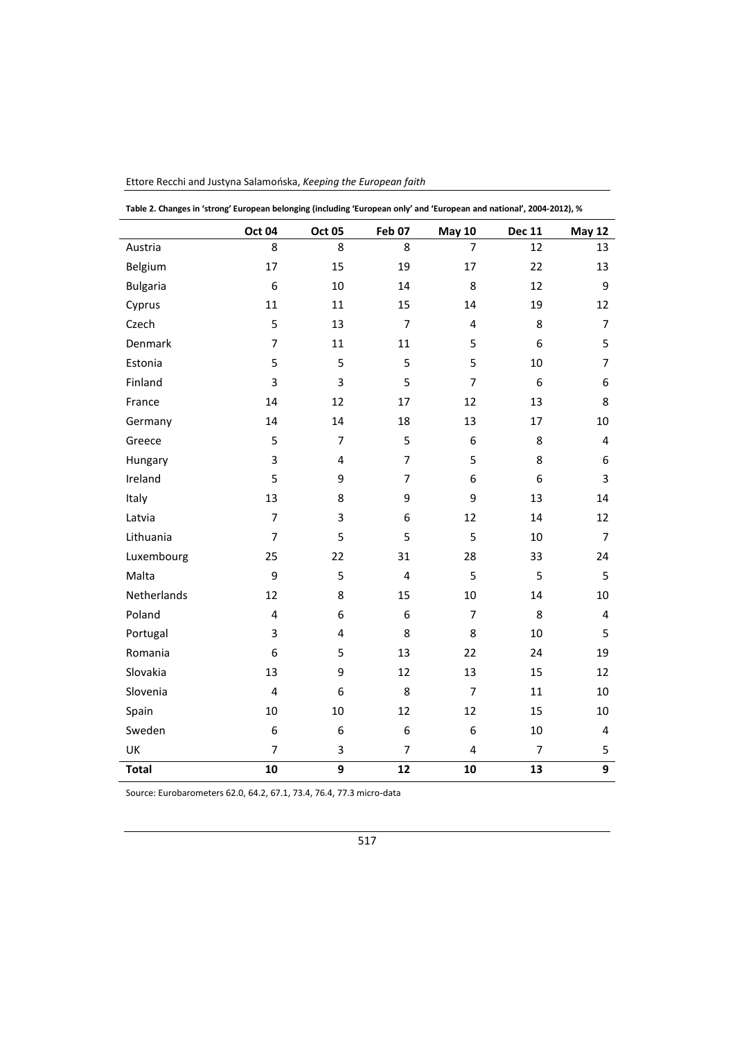**Table 2. Changes in 'strong' European belonging (including 'European only' and 'European and national', 2004-2012), %**

| | Oct 04 | Oct 05 | Feb 07 | May 10 | Dec 11 | May 12 |
|---|---|---|---|---|---|---|
| Austria | 8 | 8 | 8 | 7 | 12 | 13 |
| Belgium | 17 | 15 | 19 | 17 | 22 | 13 |
| Bulgaria | 6 | 10 | 14 | 8 | 12 | 9 |
| Cyprus | 11 | 11 | 15 | 14 | 19 | 12 |
| Czech | 5 | 13 | 7 | 4 | 8 | 7 |
| Denmark | 7 | 11 | 11 | 5 | 6 | 5 |
| Estonia | 5 | 5 | 5 | 5 | 10 | 7 |
| Finland | 3 | 3 | 5 | 7 | 6 | 6 |
| France | 14 | 12 | 17 | 12 | 13 | 8 |
| Germany | 14 | 14 | 18 | 13 | 17 | 10 |
| Greece | 5 | 7 | 5 | 6 | 8 | 4 |
| Hungary | 3 | 4 | 7 | 5 | 8 | 6 |
| Ireland | 5 | 9 | 7 | 6 | 6 | 3 |
| Italy | 13 | 8 | 9 | 9 | 13 | 14 |
| Latvia | 7 | 3 | 6 | 12 | 14 | 12 |
| Lithuania | 7 | 5 | 5 | 5 | 10 | 7 |
| Luxembourg | 25 | 22 | 31 | 28 | 33 | 24 |
| Malta | 9 | 5 | 4 | 5 | 5 | 5 |
| Netherlands | 12 | 8 | 15 | 10 | 14 | 10 |
| Poland | 4 | 6 | 6 | 7 | 8 | 4 |
| Portugal | 3 | 4 | 8 | 8 | 10 | 5 |
| Romania | 6 | 5 | 13 | 22 | 24 | 19 |
| Slovakia | 13 | 9 | 12 | 13 | 15 | 12 |
| Slovenia | 4 | 6 | 8 | 7 | 11 | 10 |
| Spain | 10 | 10 | 12 | 12 | 15 | 10 |
| Sweden | 6 | 6 | 6 | 6 | 10 | 4 |
| UK | 7 | 3 | 7 | 4 | 7 | 5 |
| **Total** | **10** | **9** | **12** | **10** | **13** | **9** |

Source: Eurobarometers 62.0, 64.2, 67.1, 73.4, 76.4, 77.3 micro-data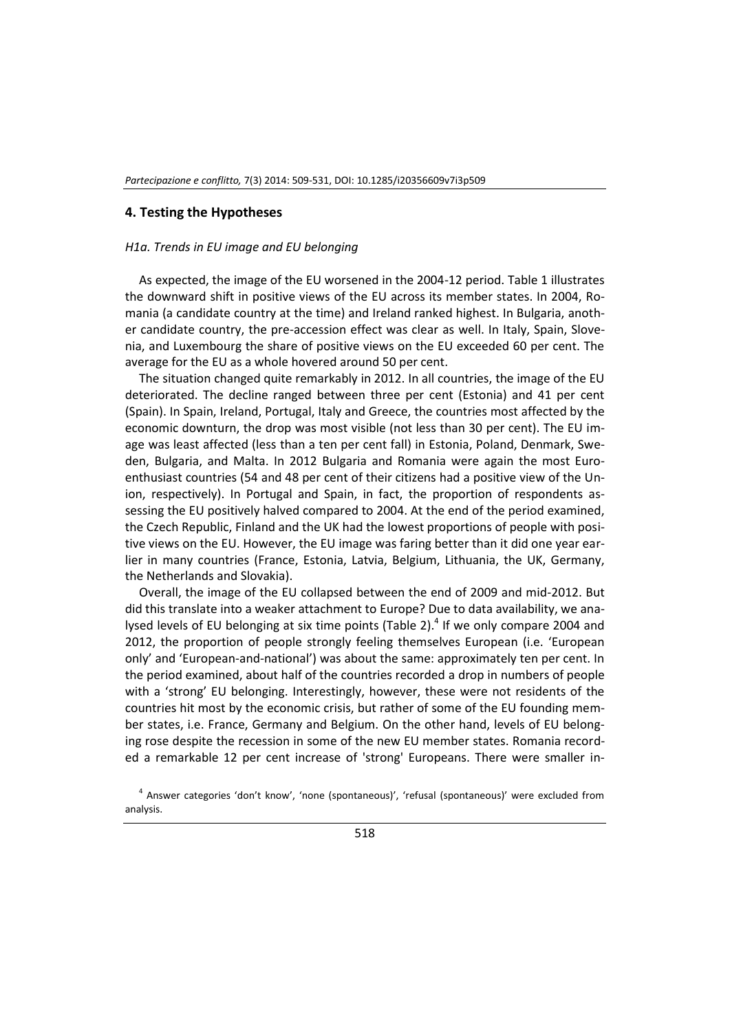## 4. Testing the Hypotheses

### *H1a. Trends in EU image and EU belonging*

As expected, the image of the EU worsened in the 2004-12 period. Table 1 illustrates the downward shift in positive views of the EU across its member states. In 2004, Romania (a candidate country at the time) and Ireland ranked highest. In Bulgaria, another candidate country, the pre-accession effect was clear as well. In Italy, Spain, Slovenia, and Luxembourg the share of positive views on the EU exceeded 60 per cent. The average for the EU as a whole hovered around 50 per cent.

The situation changed quite remarkably in 2012. In all countries, the image of the EU deteriorated. The decline ranged between three per cent (Estonia) and 41 per cent (Spain). In Spain, Ireland, Portugal, Italy and Greece, the countries most affected by the economic downturn, the drop was most visible (not less than 30 per cent). The EU image was least affected (less than a ten per cent fall) in Estonia, Poland, Denmark, Sweden, Bulgaria, and Malta. In 2012 Bulgaria and Romania were again the most Euro-enthusiast countries (54 and 48 per cent of their citizens had a positive view of the Union, respectively). In Portugal and Spain, in fact, the proportion of respondents assessing the EU positively halved compared to 2004. At the end of the period examined, the Czech Republic, Finland and the UK had the lowest proportions of people with positive views on the EU. However, the EU image was faring better than it did one year earlier in many countries (France, Estonia, Latvia, Belgium, Lithuania, the UK, Germany, the Netherlands and Slovakia).

Overall, the image of the EU collapsed between the end of 2009 and mid-2012. But did this translate into a weaker attachment to Europe? Due to data availability, we analysed levels of EU belonging at six time points (Table 2).[4] If we only compare 2004 and 2012, the proportion of people strongly feeling themselves European (i.e. 'European only' and 'European-and-national') was about the same: approximately ten per cent. In the period examined, about half of the countries recorded a drop in numbers of people with a 'strong' EU belonging. Interestingly, however, these were not residents of the countries hit most by the economic crisis, but rather of some of the EU founding member states, i.e. France, Germany and Belgium. On the other hand, levels of EU belonging rose despite the recession in some of the new EU member states. Romania recorded a remarkable 12 per cent increase of 'strong' Europeans. There were smaller in-

[4] Answer categories 'don't know', 'none (spontaneous)', 'refusal (spontaneous)' were excluded from analysis.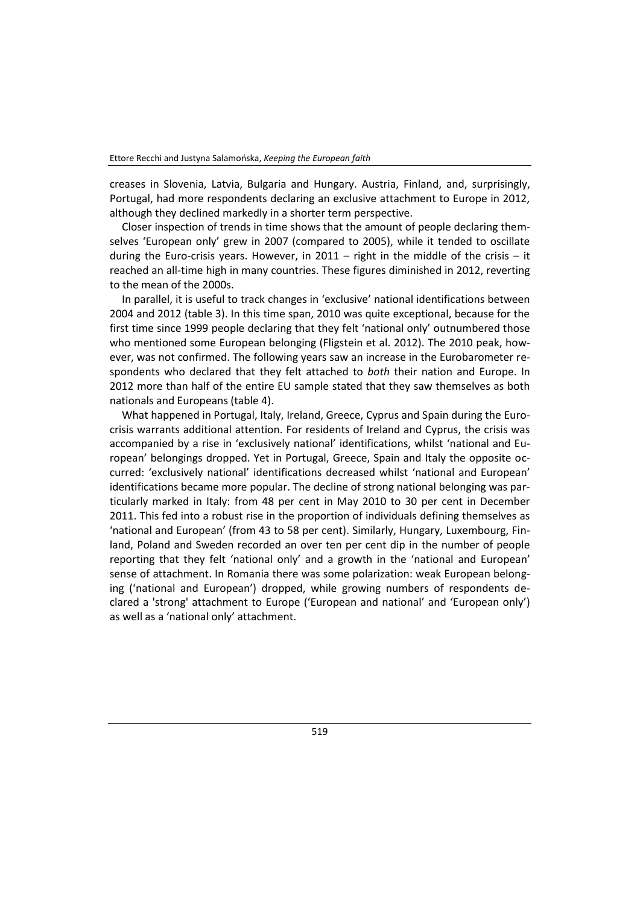creases in Slovenia, Latvia, Bulgaria and Hungary. Austria, Finland, and, surprisingly, Portugal, had more respondents declaring an exclusive attachment to Europe in 2012, although they declined markedly in a shorter term perspective.

Closer inspection of trends in time shows that the amount of people declaring themselves 'European only' grew in 2007 (compared to 2005), while it tended to oscillate during the Euro-crisis years. However, in 2011 – right in the middle of the crisis – it reached an all-time high in many countries. These figures diminished in 2012, reverting to the mean of the 2000s.

In parallel, it is useful to track changes in 'exclusive' national identifications between 2004 and 2012 (table 3). In this time span, 2010 was quite exceptional, because for the first time since 1999 people declaring that they felt 'national only' outnumbered those who mentioned some European belonging (Fligstein et al. 2012). The 2010 peak, however, was not confirmed. The following years saw an increase in the Eurobarometer respondents who declared that they felt attached to *both* their nation and Europe. In 2012 more than half of the entire EU sample stated that they saw themselves as both nationals and Europeans (table 4).

What happened in Portugal, Italy, Ireland, Greece, Cyprus and Spain during the Euro-crisis warrants additional attention. For residents of Ireland and Cyprus, the crisis was accompanied by a rise in 'exclusively national' identifications, whilst 'national and European' belongings dropped. Yet in Portugal, Greece, Spain and Italy the opposite occurred: 'exclusively national' identifications decreased whilst 'national and European' identifications became more popular. The decline of strong national belonging was particularly marked in Italy: from 48 per cent in May 2010 to 30 per cent in December 2011. This fed into a robust rise in the proportion of individuals defining themselves as 'national and European' (from 43 to 58 per cent). Similarly, Hungary, Luxembourg, Finland, Poland and Sweden recorded an over ten per cent dip in the number of people reporting that they felt 'national only' and a growth in the 'national and European' sense of attachment. In Romania there was some polarization: weak European belonging ('national and European') dropped, while growing numbers of respondents declared a 'strong' attachment to Europe ('European and national' and 'European only') as well as a 'national only' attachment.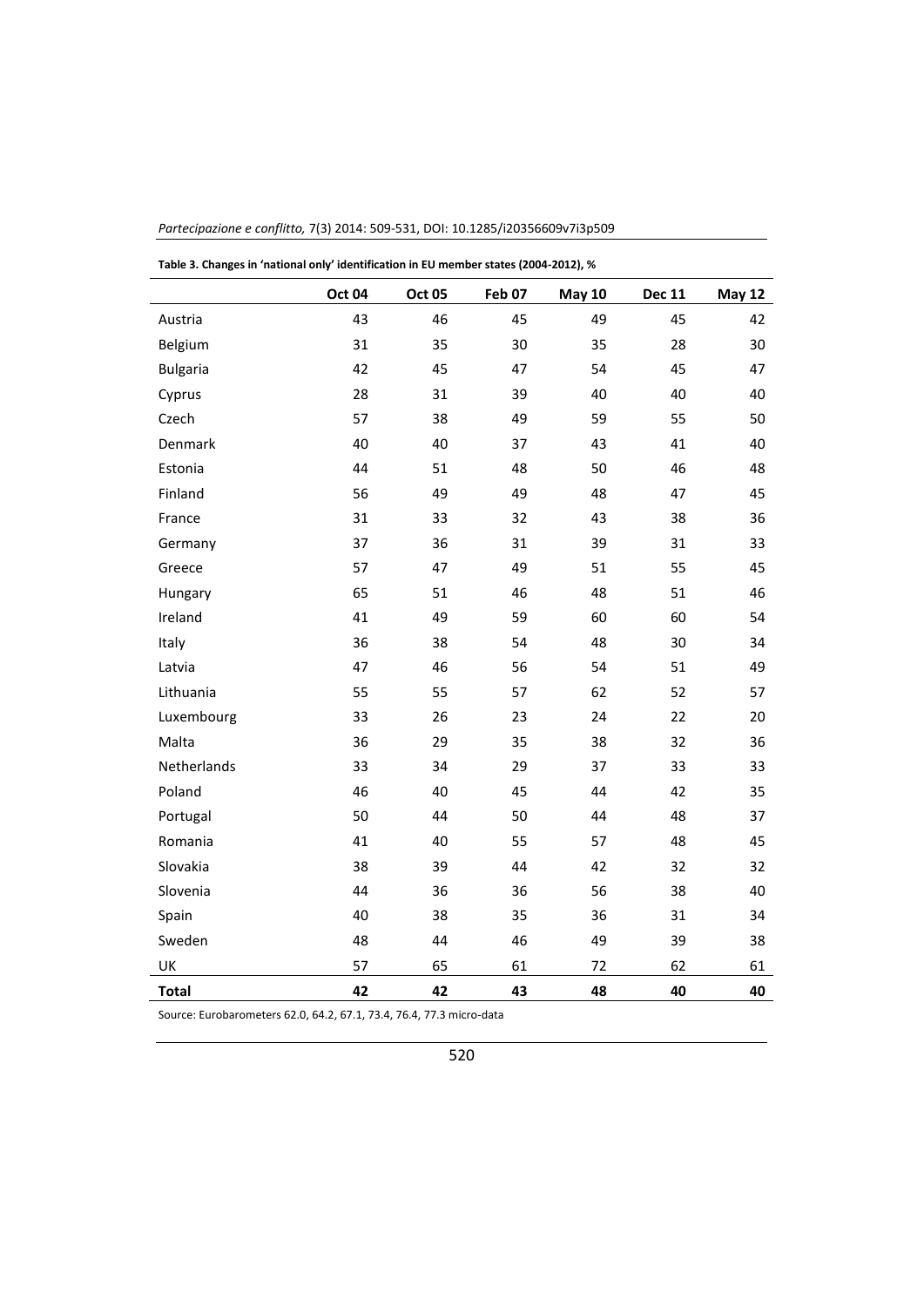**Table 3. Changes in 'national only' identification in EU member states (2004-2012), %**

| | Oct 04 | Oct 05 | Feb 07 | May 10 | Dec 11 | May 12 |
|---|---|---|---|---|---|---|
| Austria | 43 | 46 | 45 | 49 | 45 | 42 |
| Belgium | 31 | 35 | 30 | 35 | 28 | 30 |
| Bulgaria | 42 | 45 | 47 | 54 | 45 | 47 |
| Cyprus | 28 | 31 | 39 | 40 | 40 | 40 |
| Czech | 57 | 38 | 49 | 59 | 55 | 50 |
| Denmark | 40 | 40 | 37 | 43 | 41 | 40 |
| Estonia | 44 | 51 | 48 | 50 | 46 | 48 |
| Finland | 56 | 49 | 49 | 48 | 47 | 45 |
| France | 31 | 33 | 32 | 43 | 38 | 36 |
| Germany | 37 | 36 | 31 | 39 | 31 | 33 |
| Greece | 57 | 47 | 49 | 51 | 55 | 45 |
| Hungary | 65 | 51 | 46 | 48 | 51 | 46 |
| Ireland | 41 | 49 | 59 | 60 | 60 | 54 |
| Italy | 36 | 38 | 54 | 48 | 30 | 34 |
| Latvia | 47 | 46 | 56 | 54 | 51 | 49 |
| Lithuania | 55 | 55 | 57 | 62 | 52 | 57 |
| Luxembourg | 33 | 26 | 23 | 24 | 22 | 20 |
| Malta | 36 | 29 | 35 | 38 | 32 | 36 |
| Netherlands | 33 | 34 | 29 | 37 | 33 | 33 |
| Poland | 46 | 40 | 45 | 44 | 42 | 35 |
| Portugal | 50 | 44 | 50 | 44 | 48 | 37 |
| Romania | 41 | 40 | 55 | 57 | 48 | 45 |
| Slovakia | 38 | 39 | 44 | 42 | 32 | 32 |
| Slovenia | 44 | 36 | 36 | 56 | 38 | 40 |
| Spain | 40 | 38 | 35 | 36 | 31 | 34 |
| Sweden | 48 | 44 | 46 | 49 | 39 | 38 |
| UK | 57 | 65 | 61 | 72 | 62 | 61 |
| **Total** | **42** | **42** | **43** | **48** | **40** | **40** |

Source: Eurobarometers 62.0, 64.2, 67.1, 73.4, 76.4, 77.3 micro-data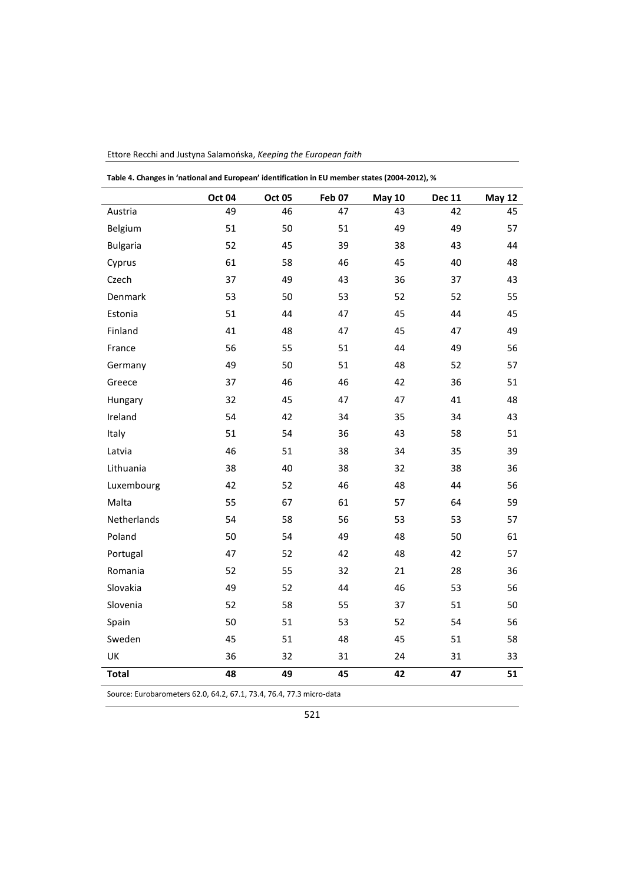**Table 4. Changes in 'national and European' identification in EU member states (2004-2012), %**

| | Oct 04 | Oct 05 | Feb 07 | May 10 | Dec 11 | May 12 |
|---|---|---|---|---|---|---|
| Austria | 49 | 46 | 47 | 43 | 42 | 45 |
| Belgium | 51 | 50 | 51 | 49 | 49 | 57 |
| Bulgaria | 52 | 45 | 39 | 38 | 43 | 44 |
| Cyprus | 61 | 58 | 46 | 45 | 40 | 48 |
| Czech | 37 | 49 | 43 | 36 | 37 | 43 |
| Denmark | 53 | 50 | 53 | 52 | 52 | 55 |
| Estonia | 51 | 44 | 47 | 45 | 44 | 45 |
| Finland | 41 | 48 | 47 | 45 | 47 | 49 |
| France | 56 | 55 | 51 | 44 | 49 | 56 |
| Germany | 49 | 50 | 51 | 48 | 52 | 57 |
| Greece | 37 | 46 | 46 | 42 | 36 | 51 |
| Hungary | 32 | 45 | 47 | 47 | 41 | 48 |
| Ireland | 54 | 42 | 34 | 35 | 34 | 43 |
| Italy | 51 | 54 | 36 | 43 | 58 | 51 |
| Latvia | 46 | 51 | 38 | 34 | 35 | 39 |
| Lithuania | 38 | 40 | 38 | 32 | 38 | 36 |
| Luxembourg | 42 | 52 | 46 | 48 | 44 | 56 |
| Malta | 55 | 67 | 61 | 57 | 64 | 59 |
| Netherlands | 54 | 58 | 56 | 53 | 53 | 57 |
| Poland | 50 | 54 | 49 | 48 | 50 | 61 |
| Portugal | 47 | 52 | 42 | 48 | 42 | 57 |
| Romania | 52 | 55 | 32 | 21 | 28 | 36 |
| Slovakia | 49 | 52 | 44 | 46 | 53 | 56 |
| Slovenia | 52 | 58 | 55 | 37 | 51 | 50 |
| Spain | 50 | 51 | 53 | 52 | 54 | 56 |
| Sweden | 45 | 51 | 48 | 45 | 51 | 58 |
| UK | 36 | 32 | 31 | 24 | 31 | 33 |
| **Total** | **48** | **49** | **45** | **42** | **47** | **51** |

Source: Eurobarometers 62.0, 64.2, 67.1, 73.4, 76.4, 77.3 micro-data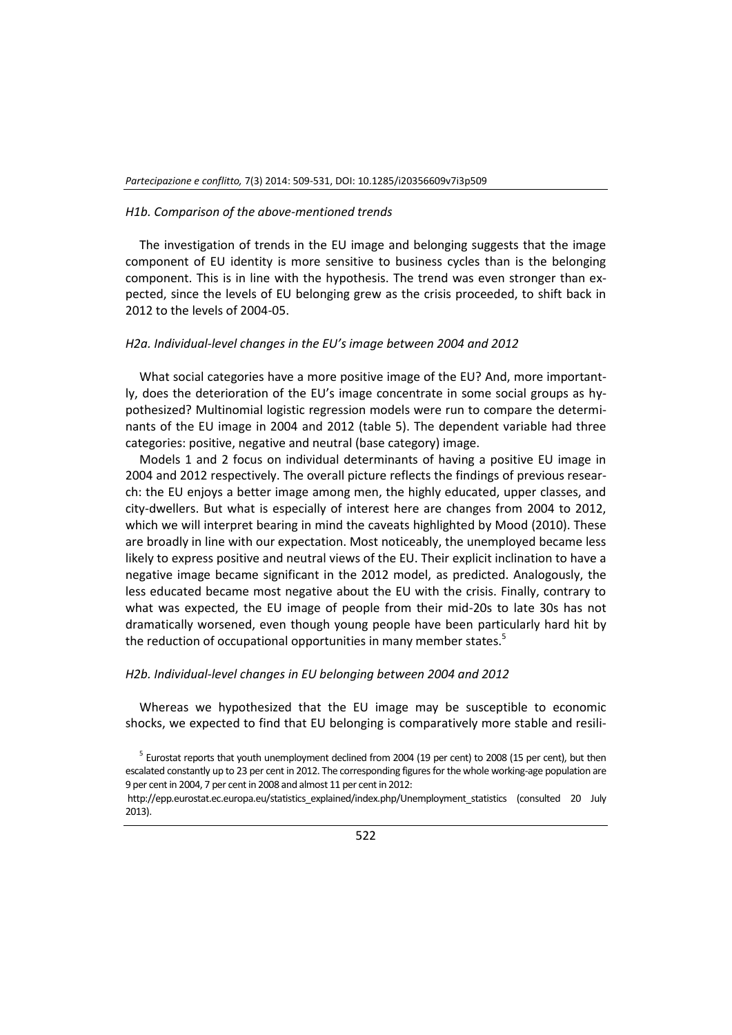*H1b. Comparison of the above-mentioned trends*

The investigation of trends in the EU image and belonging suggests that the image component of EU identity is more sensitive to business cycles than is the belonging component. This is in line with the hypothesis. The trend was even stronger than expected, since the levels of EU belonging grew as the crisis proceeded, to shift back in 2012 to the levels of 2004-05.

*H2a. Individual-level changes in the EU's image between 2004 and 2012*

What social categories have a more positive image of the EU? And, more importantly, does the deterioration of the EU's image concentrate in some social groups as hypothesized? Multinomial logistic regression models were run to compare the determinants of the EU image in 2004 and 2012 (table 5). The dependent variable had three categories: positive, negative and neutral (base category) image.

Models 1 and 2 focus on individual determinants of having a positive EU image in 2004 and 2012 respectively. The overall picture reflects the findings of previous research: the EU enjoys a better image among men, the highly educated, upper classes, and city-dwellers. But what is especially of interest here are changes from 2004 to 2012, which we will interpret bearing in mind the caveats highlighted by Mood (2010). These are broadly in line with our expectation. Most noticeably, the unemployed became less likely to express positive and neutral views of the EU. Their explicit inclination to have a negative image became significant in the 2012 model, as predicted. Analogously, the less educated became most negative about the EU with the crisis. Finally, contrary to what was expected, the EU image of people from their mid-20s to late 30s has not dramatically worsened, even though young people have been particularly hard hit by the reduction of occupational opportunities in many member states.[5]

*H2b. Individual-level changes in EU belonging between 2004 and 2012*

Whereas we hypothesized that the EU image may be susceptible to economic shocks, we expected to find that EU belonging is comparatively more stable and resili-

[5] Eurostat reports that youth unemployment declined from 2004 (19 per cent) to 2008 (15 per cent), but then escalated constantly up to 23 per cent in 2012. The corresponding figures for the whole working-age population are 9 per cent in 2004, 7 per cent in 2008 and almost 11 per cent in 2012: http://epp.eurostat.ec.europa.eu/statistics_explained/index.php/Unemployment_statistics (consulted 20 July 2013).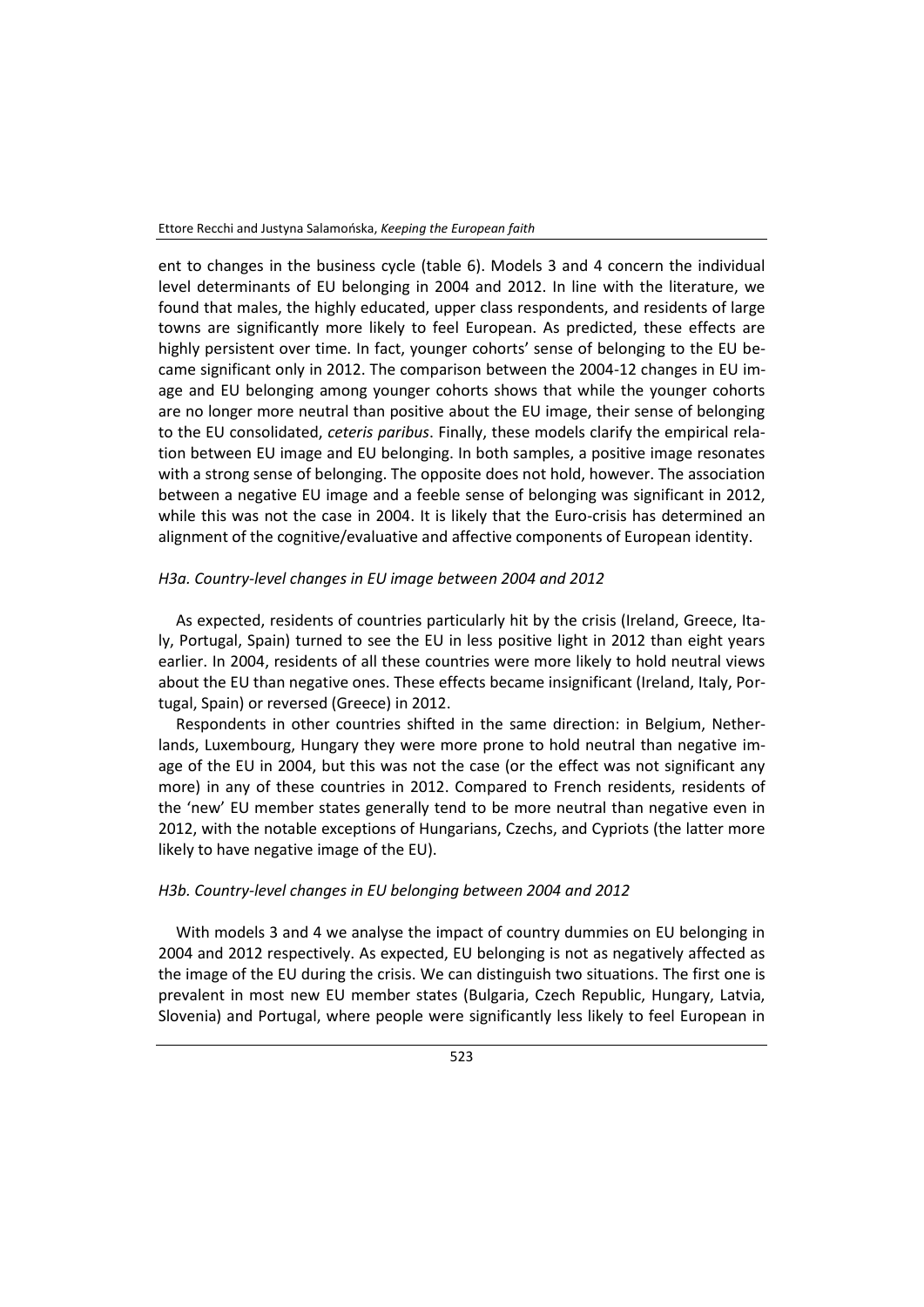ent to changes in the business cycle (table 6). Models 3 and 4 concern the individual level determinants of EU belonging in 2004 and 2012. In line with the literature, we found that males, the highly educated, upper class respondents, and residents of large towns are significantly more likely to feel European. As predicted, these effects are highly persistent over time. In fact, younger cohorts' sense of belonging to the EU became significant only in 2012. The comparison between the 2004-12 changes in EU image and EU belonging among younger cohorts shows that while the younger cohorts are no longer more neutral than positive about the EU image, their sense of belonging to the EU consolidated, *ceteris paribus*. Finally, these models clarify the empirical relation between EU image and EU belonging. In both samples, a positive image resonates with a strong sense of belonging. The opposite does not hold, however. The association between a negative EU image and a feeble sense of belonging was significant in 2012, while this was not the case in 2004. It is likely that the Euro-crisis has determined an alignment of the cognitive/evaluative and affective components of European identity.

### *H3a. Country-level changes in EU image between 2004 and 2012*

As expected, residents of countries particularly hit by the crisis (Ireland, Greece, Italy, Portugal, Spain) turned to see the EU in less positive light in 2012 than eight years earlier. In 2004, residents of all these countries were more likely to hold neutral views about the EU than negative ones. These effects became insignificant (Ireland, Italy, Portugal, Spain) or reversed (Greece) in 2012.

Respondents in other countries shifted in the same direction: in Belgium, Netherlands, Luxembourg, Hungary they were more prone to hold neutral than negative image of the EU in 2004, but this was not the case (or the effect was not significant any more) in any of these countries in 2012. Compared to French residents, residents of the 'new' EU member states generally tend to be more neutral than negative even in 2012, with the notable exceptions of Hungarians, Czechs, and Cypriots (the latter more likely to have negative image of the EU).

### *H3b. Country-level changes in EU belonging between 2004 and 2012*

With models 3 and 4 we analyse the impact of country dummies on EU belonging in 2004 and 2012 respectively. As expected, EU belonging is not as negatively affected as the image of the EU during the crisis. We can distinguish two situations. The first one is prevalent in most new EU member states (Bulgaria, Czech Republic, Hungary, Latvia, Slovenia) and Portugal, where people were significantly less likely to feel European in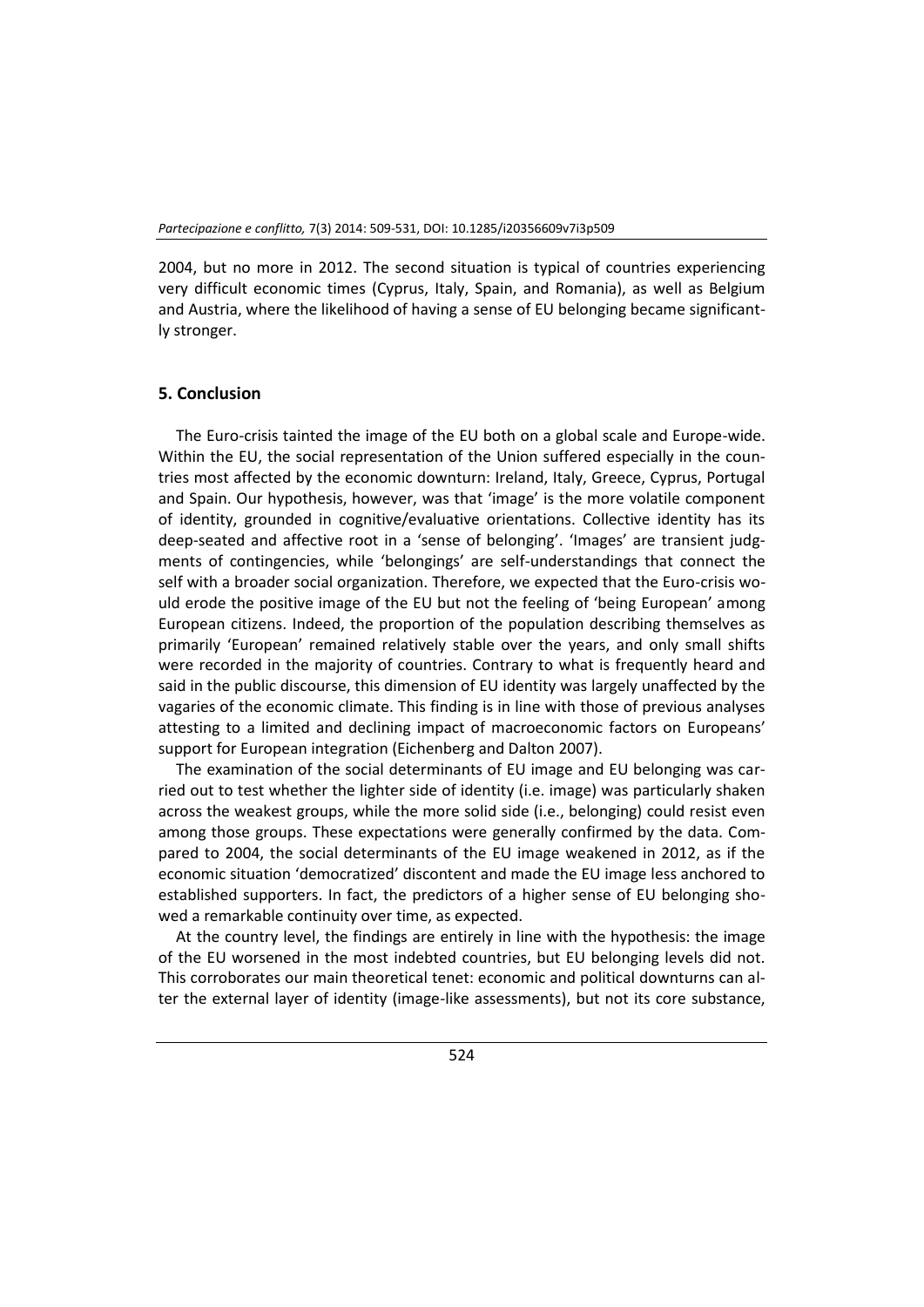2004, but no more in 2012. The second situation is typical of countries experiencing very difficult economic times (Cyprus, Italy, Spain, and Romania), as well as Belgium and Austria, where the likelihood of having a sense of EU belonging became significantly stronger.

## 5. Conclusion

The Euro-crisis tainted the image of the EU both on a global scale and Europe-wide. Within the EU, the social representation of the Union suffered especially in the countries most affected by the economic downturn: Ireland, Italy, Greece, Cyprus, Portugal and Spain. Our hypothesis, however, was that 'image' is the more volatile component of identity, grounded in cognitive/evaluative orientations. Collective identity has its deep-seated and affective root in a 'sense of belonging'. 'Images' are transient judgments of contingencies, while 'belongings' are self-understandings that connect the self with a broader social organization. Therefore, we expected that the Euro-crisis would erode the positive image of the EU but not the feeling of 'being European' among European citizens. Indeed, the proportion of the population describing themselves as primarily 'European' remained relatively stable over the years, and only small shifts were recorded in the majority of countries. Contrary to what is frequently heard and said in the public discourse, this dimension of EU identity was largely unaffected by the vagaries of the economic climate. This finding is in line with those of previous analyses attesting to a limited and declining impact of macroeconomic factors on Europeans' support for European integration (Eichenberg and Dalton 2007).

The examination of the social determinants of EU image and EU belonging was carried out to test whether the lighter side of identity (i.e. image) was particularly shaken across the weakest groups, while the more solid side (i.e., belonging) could resist even among those groups. These expectations were generally confirmed by the data. Compared to 2004, the social determinants of the EU image weakened in 2012, as if the economic situation 'democratized' discontent and made the EU image less anchored to established supporters. In fact, the predictors of a higher sense of EU belonging showed a remarkable continuity over time, as expected.

At the country level, the findings are entirely in line with the hypothesis: the image of the EU worsened in the most indebted countries, but EU belonging levels did not. This corroborates our main theoretical tenet: economic and political downturns can alter the external layer of identity (image-like assessments), but not its core substance,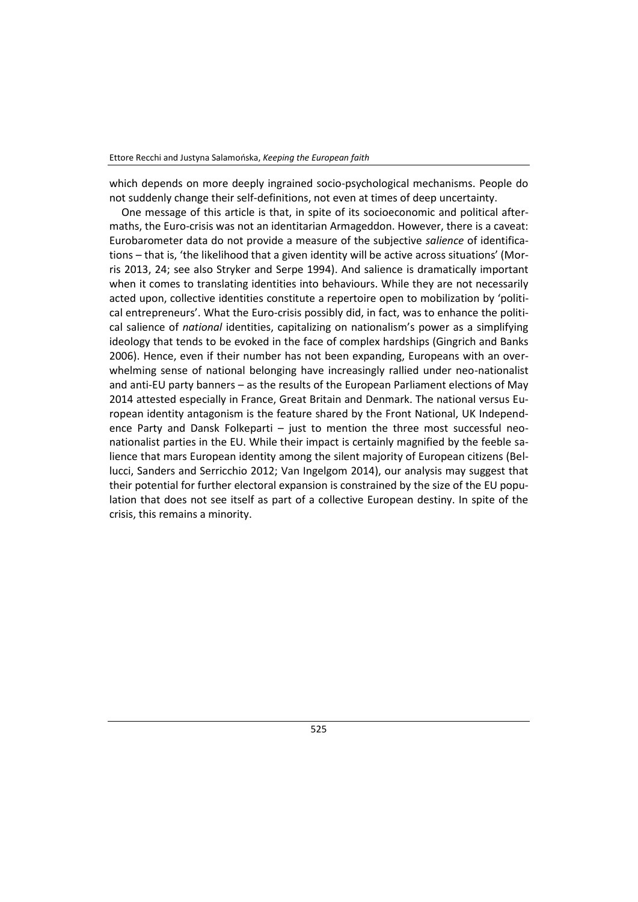which depends on more deeply ingrained socio-psychological mechanisms. People do not suddenly change their self-definitions, not even at times of deep uncertainty.

One message of this article is that, in spite of its socioeconomic and political aftermaths, the Euro-crisis was not an identitarian Armageddon. However, there is a caveat: Eurobarometer data do not provide a measure of the subjective *salience* of identifications – that is, 'the likelihood that a given identity will be active across situations' (Morris 2013, 24; see also Stryker and Serpe 1994). And salience is dramatically important when it comes to translating identities into behaviours. While they are not necessarily acted upon, collective identities constitute a repertoire open to mobilization by 'political entrepreneurs'. What the Euro-crisis possibly did, in fact, was to enhance the political salience of *national* identities, capitalizing on nationalism's power as a simplifying ideology that tends to be evoked in the face of complex hardships (Gingrich and Banks 2006). Hence, even if their number has not been expanding, Europeans with an overwhelming sense of national belonging have increasingly rallied under neo-nationalist and anti-EU party banners – as the results of the European Parliament elections of May 2014 attested especially in France, Great Britain and Denmark. The national versus European identity antagonism is the feature shared by the Front National, UK Independence Party and Dansk Folkeparti – just to mention the three most successful neo-nationalist parties in the EU. While their impact is certainly magnified by the feeble salience that mars European identity among the silent majority of European citizens (Bellucci, Sanders and Serricchio 2012; Van Ingelgom 2014), our analysis may suggest that their potential for further electoral expansion is constrained by the size of the EU population that does not see itself as part of a collective European destiny. In spite of the crisis, this remains a minority.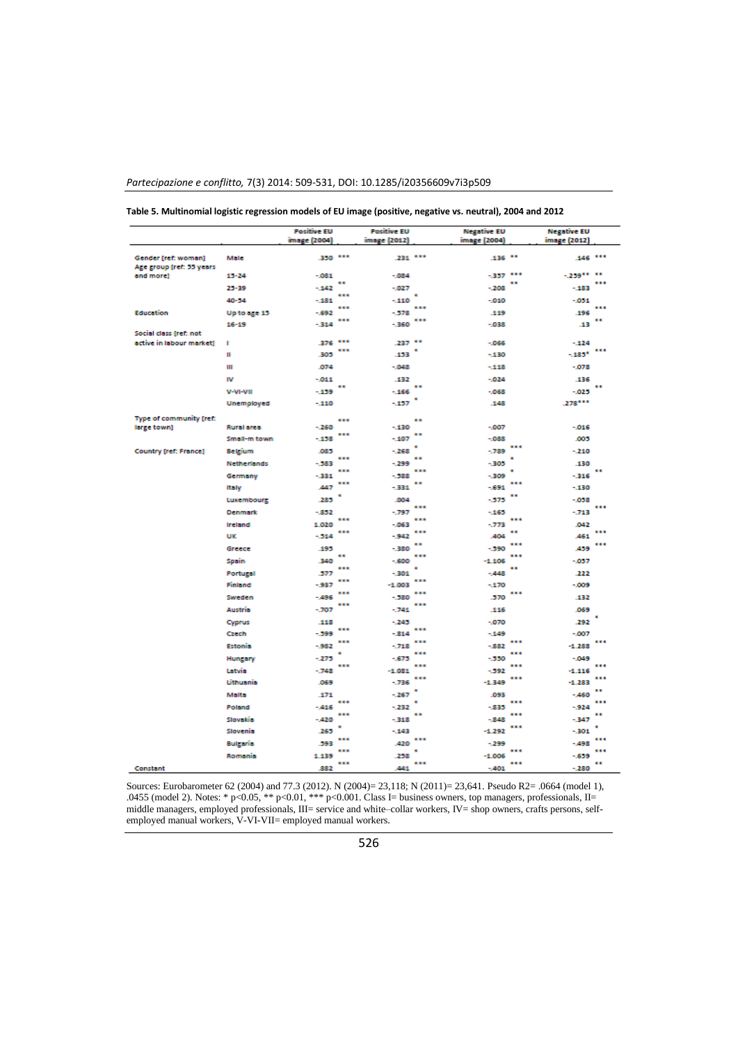**Table 5. Multinomial logistic regression models of EU image (positive, negative vs. neutral), 2004 and 2012**

| | | Positive EU image (2004) | Positive EU image (2012) | Negative EU image (2004) | Negative EU image (2012) |
|---|---|---|---|---|---|
| Gender [ref: woman] | Male | .350 *** | .231 *** | .136 ** | .146 *** |
| Age group [ref: 55 years and more] | 15-24 | -.081 | -.084 | -.357 *** | -.259** ** |
| | 25-39 | -.142 ** | -.027 | -.208 ** | -.183 *** |
| | 40-54 | -.181 *** | -.110 * | -.010 | -.051 |
| Education | Up to age 15 | -.692 *** | -.578 *** | .119 | .196 *** |
| | 16-19 | -.314 *** | -.360 *** | -.038 | .13 ** |
| Social class [ref: not active in labour market] | I | .376 *** | .237 ** | -.066 | -.124 |
| | II | .305 *** | .153 * | -.130 | -.185* *** |
| | III | .074 | -.048 | -.118 | -.078 |
| | IV | -.011 | .132 | -.024 | .136 |
| | V-VI-VII | -.159 ** | -.166 ** | -.068 | -.025 ** |
| | Unemployed | -.110 | -.157 * | .148 | .278*** |
| Type of community [ref: large town] | Rural area | -.260 *** | -.130 ** | -.007 | -.016 |
| | Small-m town | -.158 *** | -.107 ** | -.088 | .005 |
| Country [ref: France] | Belgium | .085 | -.268 * | -.789 *** | -.210 |
| | Netherlands | -.583 *** | -.299 ** | -.305 * | .130 |
| | Germany | -.331 *** | -.588 *** | -.309 * | -.316 ** |
| | Italy | .447 *** | -.331 ** | -.691 *** | -.130 |
| | Luxembourg | .285 * | .004 | -.575 ** | -.058 |
| | Denmark | -.852 | -.797 *** | -.165 | -.713 *** |
| | Ireland | 1.020 *** | -.063 *** | -.773 *** | .042 |
| | UK | -.514 *** | -.942 *** | .404 ** | .461 *** |
| | Greece | .195 | -.380 ** | -.590 *** | .459 *** |
| | Spain | .340 ** | -.600 *** | -1.106 *** | -.057 |
| | Portugal | .577 *** | -.301 * | -.448 ** | .222 |
| | Finland | -.937 *** | -1.003 *** | -.170 | -.009 |
| | Sweden | -.496 *** | -.380 *** | .570 *** | .132 |
| | Austria | -.707 *** | -.741 *** | .116 | .069 |
| | Cyprus | .118 | -.245 | -.070 | .292 * |
| | Czech | -.599 *** | -.814 *** | -.149 | -.007 |
| | Estonia | -.982 *** | -.718 *** | -.882 *** | -1.288 *** |
| | Hungary | -.275 * | -.675 *** | -.550 *** | -.049 |
| | Latvia | -.748 *** | -1.081 *** | -.592 *** | -1.116 *** |
| | Lithuania | .069 | -.736 *** | -1.349 *** | -1.283 *** |
| | Malta | .171 | -.267 * | .093 | -.460 ** |
| | Poland | -.416 *** | -.232 * | -.835 *** | -.924 *** |
| | Slovakia | -.420 *** | -.318 ** | -.848 *** | -.347 ** |
| | Slovenia | .265 * | -.143 | -1.292 *** | -.301 * |
| | Bulgaria | .593 *** | .420 *** | -.299 | -.498 *** |
| | Romania | 1.139 *** | .258 * | -1.006 *** | -.659 *** |
| Constant | | .882 *** | .441 *** | -.401 *** | -.280 ** |

Sources: Eurobarometer 62 (2004) and 77.3 (2012). N (2004)= 23,118; N (2011)= 23,641. Pseudo R2= .0664 (model 1), .0455 (model 2). Notes: * p<0.05, ** p<0.01, *** p<0.001. Class I= business owners, top managers, professionals, II= middle managers, employed professionals, III= service and white–collar workers, IV= shop owners, crafts persons, self-employed manual workers, V-VI-VII= employed manual workers.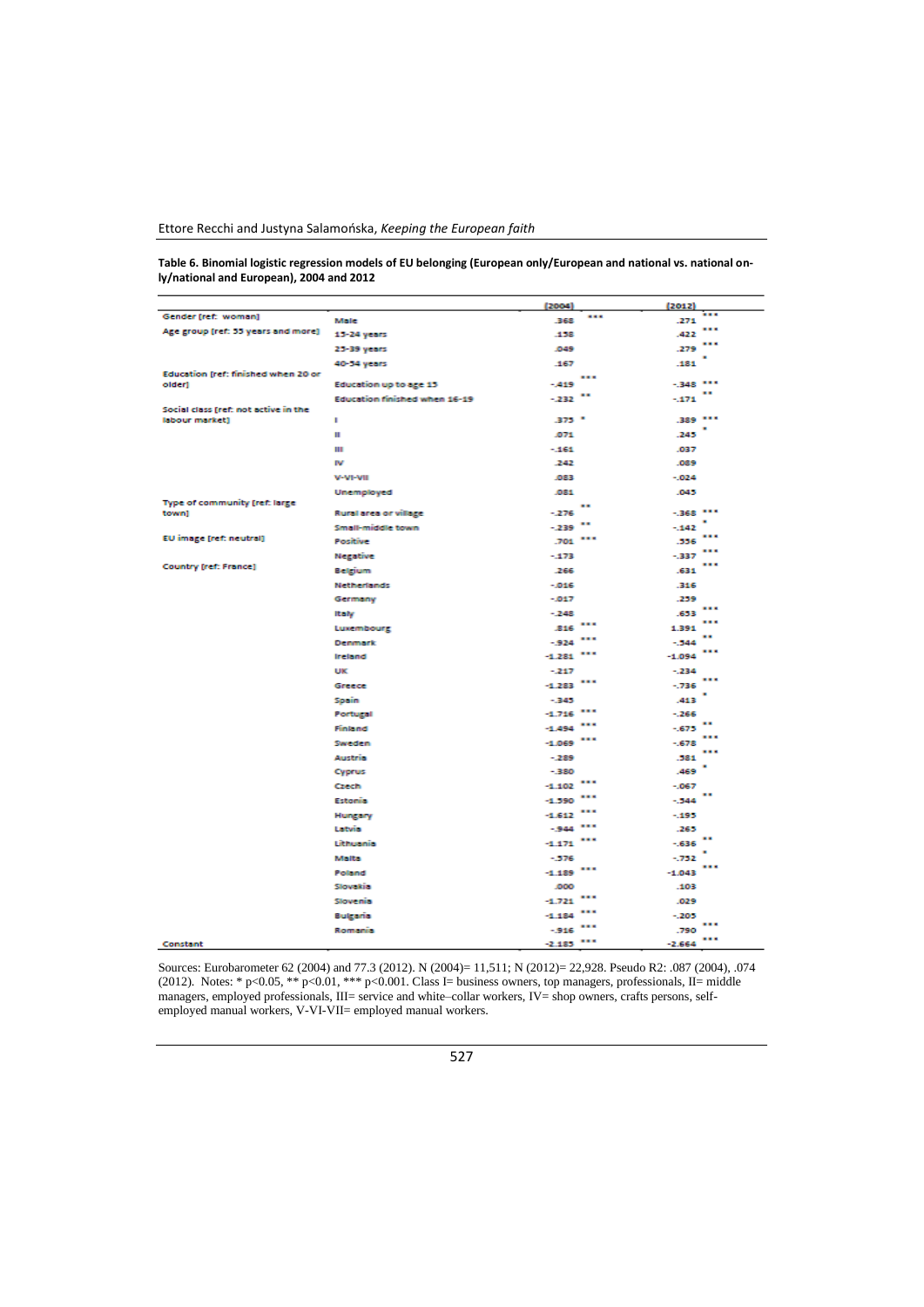**Table 6. Binomial logistic regression models of EU belonging (European only/European and national vs. national only/national and European), 2004 and 2012**

| | | (2004) | | (2012) | |
|---|---|---|---|---|---|
| Gender [ref: woman] | Male | .368 | *** | .271 | *** |
| Age group [ref: 55 years and more] | 15-24 years | .158 | | .422 | *** |
| | 25-39 years | .049 | | .279 | *** |
| | 40-54 years | .167 | | .181 | * |
| Education [ref: finished when 20 or older] | Education up to age 15 | -.419 | *** | -.348 | *** |
| | Education finished when 16-19 | -.232 | ** | -.171 | ** |
| Social class [ref: not active in the labour market] | I | .375 | * | .389 | *** |
| | II | .071 | | .245 | * |
| | III | -.161 | | .037 | |
| | IV | .242 | | .089 | |
| | V-VI-VII | .083 | | -.024 | |
| | Unemployed | .081 | | .045 | |
| Type of community [ref: large town] | Rural area or village | -.276 | ** | -.368 | *** |
| | Small-middle town | -.239 | ** | -.142 | * |
| EU image [ref: neutral] | Positive | .701 | *** | .556 | *** |
| | Negative | -.173 | | -.337 | *** |
| Country [ref: France] | Belgium | .266 | | .631 | *** |
| | Netherlands | -.016 | | .316 | |
| | Germany | -.017 | | .259 | |
| | Italy | -.248 | | .653 | *** |
| | Luxembourg | .816 | *** | 1.391 | *** |
| | Denmark | -.924 | *** | -.544 | ** |
| | Ireland | -1.281 | *** | -1.094 | *** |
| | UK | -.217 | | -.234 | |
| | Greece | -1.283 | *** | -.736 | *** |
| | Spain | -.345 | | .413 | * |
| | Portugal | -1.716 | *** | -.266 | |
| | Finland | -1.494 | *** | -.675 | ** |
| | Sweden | -1.069 | *** | -.678 | *** |
| | Austria | -.289 | | .581 | *** |
| | Cyprus | -.380 | | .469 | * |
| | Czech | -1.102 | *** | -.067 | |
| | Estonia | -1.590 | *** | -.544 | ** |
| | Hungary | -1.612 | *** | -.195 | |
| | Latvia | -.944 | *** | .265 | |
| | Lithuania | -1.171 | *** | -.636 | ** |
| | Malta | -.576 | | -.752 | * |
| | Poland | -1.189 | *** | -1.043 | *** |
| | Slovakia | .000 | | .103 | |
| | Slovenia | -1.721 | *** | .029 | |
| | Bulgaria | -1.184 | *** | -.205 | |
| | Romania | -.916 | *** | .790 | *** |
| Constant | | -2.185 | *** | -2.664 | *** |

Sources: Eurobarometer 62 (2004) and 77.3 (2012). N (2004)= 11,511; N (2012)= 22,928. Pseudo R2: .087 (2004), .074 (2012). Notes: * $p<0.05$, ** $p<0.01$, *** $p<0.001$. Class I= business owners, top managers, professionals, II= middle managers, employed professionals, III= service and white–collar workers, IV= shop owners, crafts persons, self-employed manual workers, V-VI-VII= employed manual workers.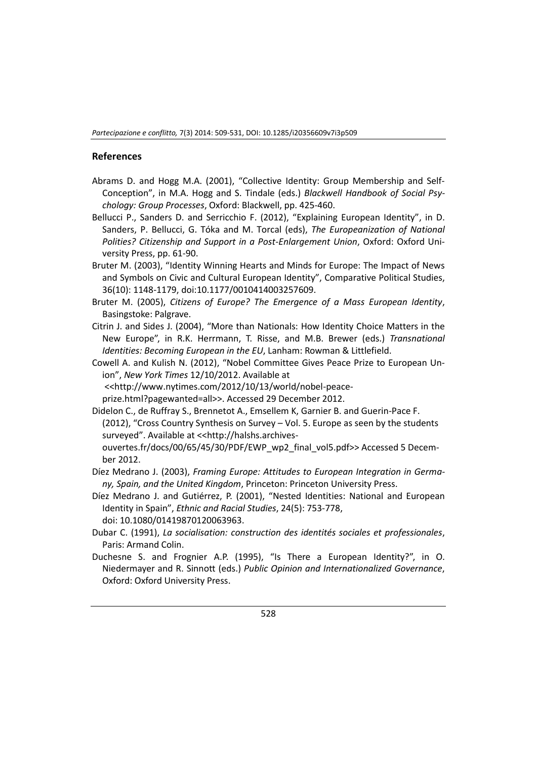## References

Abrams D. and Hogg M.A. (2001), "Collective Identity: Group Membership and Self-Conception", in M.A. Hogg and S. Tindale (eds.) *Blackwell Handbook of Social Psychology: Group Processes*, Oxford: Blackwell, pp. 425-460.

Bellucci P., Sanders D. and Serricchio F. (2012), "Explaining European Identity", in D. Sanders, P. Bellucci, G. Tóka and M. Torcal (eds), *The Europeanization of National Polities? Citizenship and Support in a Post-Enlargement Union*, Oxford: Oxford University Press, pp. 61-90.

Bruter M. (2003), "Identity Winning Hearts and Minds for Europe: The Impact of News and Symbols on Civic and Cultural European Identity", Comparative Political Studies, 36(10): 1148-1179, doi:10.1177/0010414003257609.

Bruter M. (2005), *Citizens of Europe? The Emergence of a Mass European Identity*, Basingstoke: Palgrave.

Citrin J. and Sides J. (2004), "More than Nationals: How Identity Choice Matters in the New Europe", in R.K. Herrmann, T. Risse, and M.B. Brewer (eds.) *Transnational Identities: Becoming European in the EU*, Lanham: Rowman & Littlefield.

Cowell A. and Kulish N. (2012), "Nobel Committee Gives Peace Prize to European Union", *New York Times* 12/10/2012. Available at <<http://www.nytimes.com/2012/10/13/world/nobel-peace-prize.html?pagewanted=all>>. Accessed 29 December 2012.

Didelon C., de Ruffray S., Brennetot A., Emsellem K, Garnier B. and Guerin-Pace F. (2012), "Cross Country Synthesis on Survey – Vol. 5. Europe as seen by the students surveyed". Available at <<http://halshs.archives-ouvertes.fr/docs/00/65/45/30/PDF/EWP_wp2_final_vol5.pdf>> Accessed 5 December 2012.

Díez Medrano J. (2003), *Framing Europe: Attitudes to European Integration in Germany, Spain, and the United Kingdom*, Princeton: Princeton University Press.

Díez Medrano J. and Gutiérrez, P. (2001), "Nested Identities: National and European Identity in Spain", *Ethnic and Racial Studies*, 24(5): 753-778, doi: 10.1080/01419870120063963.

Dubar C. (1991), *La socialisation: construction des identités sociales et professionales*, Paris: Armand Colin.

Duchesne S. and Frognier A.P. (1995), "Is There a European Identity?", in O. Niedermayer and R. Sinnott (eds.) *Public Opinion and Internationalized Governance*, Oxford: Oxford University Press.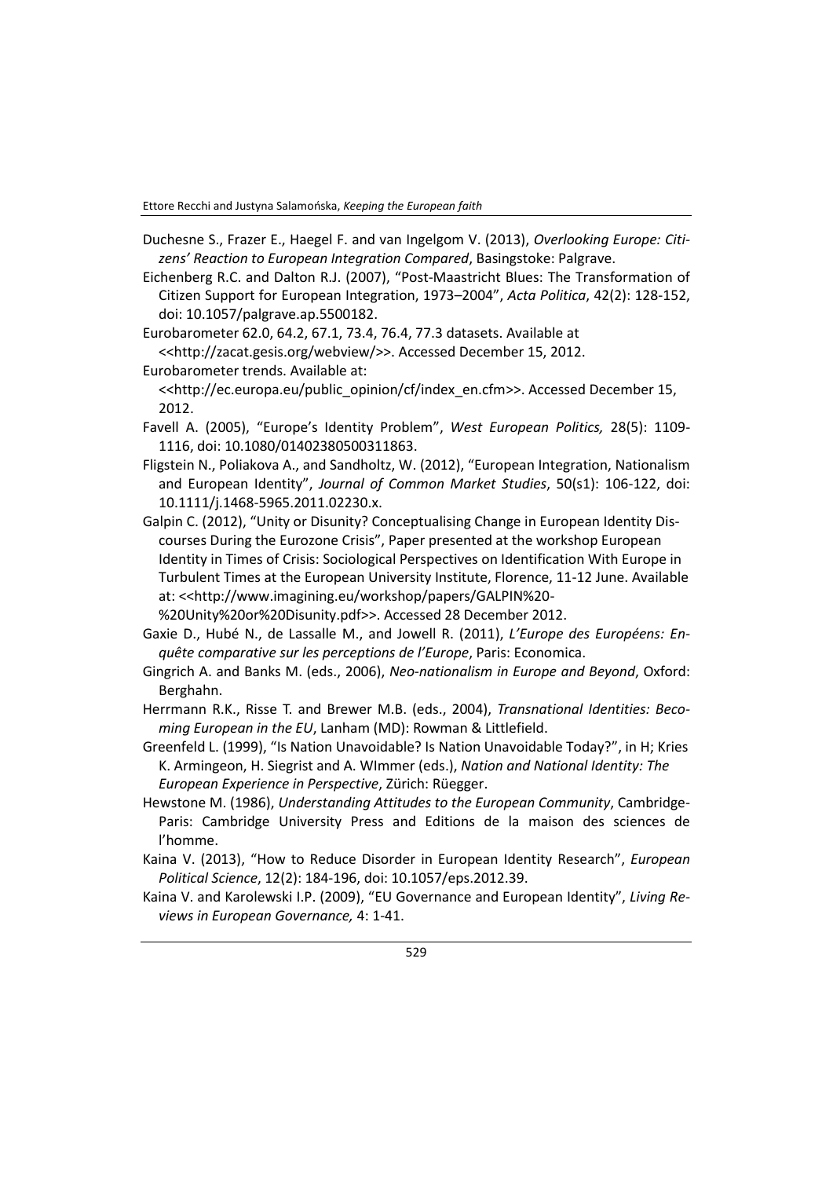Duchesne S., Frazer E., Haegel F. and van Ingelgom V. (2013), *Overlooking Europe: Citizens' Reaction to European Integration Compared*, Basingstoke: Palgrave.

Eichenberg R.C. and Dalton R.J. (2007), "Post-Maastricht Blues: The Transformation of Citizen Support for European Integration, 1973–2004", *Acta Politica*, 42(2): 128-152, doi: 10.1057/palgrave.ap.5500182.

Eurobarometer 62.0, 64.2, 67.1, 73.4, 76.4, 77.3 datasets. Available at <<http://zacat.gesis.org/webview/>>. Accessed December 15, 2012.

Eurobarometer trends. Available at: <<http://ec.europa.eu/public_opinion/cf/index_en.cfm>>. Accessed December 15, 2012.

Favell A. (2005), "Europe's Identity Problem", *West European Politics,* 28(5): 1109-1116, doi: 10.1080/01402380500311863.

Fligstein N., Poliakova A., and Sandholtz, W. (2012), "European Integration, Nationalism and European Identity", *Journal of Common Market Studies*, 50(s1): 106-122, doi: 10.1111/j.1468-5965.2011.02230.x.

Galpin C. (2012), "Unity or Disunity? Conceptualising Change in European Identity Discourses During the Eurozone Crisis", Paper presented at the workshop European Identity in Times of Crisis: Sociological Perspectives on Identification With Europe in Turbulent Times at the European University Institute, Florence, 11-12 June. Available at: <<http://www.imagining.eu/workshop/papers/GALPIN%20-%20Unity%20or%20Disunity.pdf>>. Accessed 28 December 2012.

Gaxie D., Hubé N., de Lassalle M., and Jowell R. (2011), *L'Europe des Européens: Enquête comparative sur les perceptions de l'Europe*, Paris: Economica.

Gingrich A. and Banks M. (eds., 2006), *Neo-nationalism in Europe and Beyond*, Oxford: Berghahn.

Herrmann R.K., Risse T. and Brewer M.B. (eds., 2004), *Transnational Identities: Becoming European in the EU*, Lanham (MD): Rowman & Littlefield.

Greenfeld L. (1999), "Is Nation Unavoidable? Is Nation Unavoidable Today?", in H; Kries K. Armingeon, H. Siegrist and A. WImmer (eds.), *Nation and National Identity: The European Experience in Perspective*, Zürich: Rüegger.

Hewstone M. (1986), *Understanding Attitudes to the European Community*, Cambridge-Paris: Cambridge University Press and Editions de la maison des sciences de l'homme.

Kaina V. (2013), "How to Reduce Disorder in European Identity Research", *European Political Science*, 12(2): 184-196, doi: 10.1057/eps.2012.39.

Kaina V. and Karolewski I.P. (2009), "EU Governance and European Identity", *Living Reviews in European Governance,* 4: 1-41.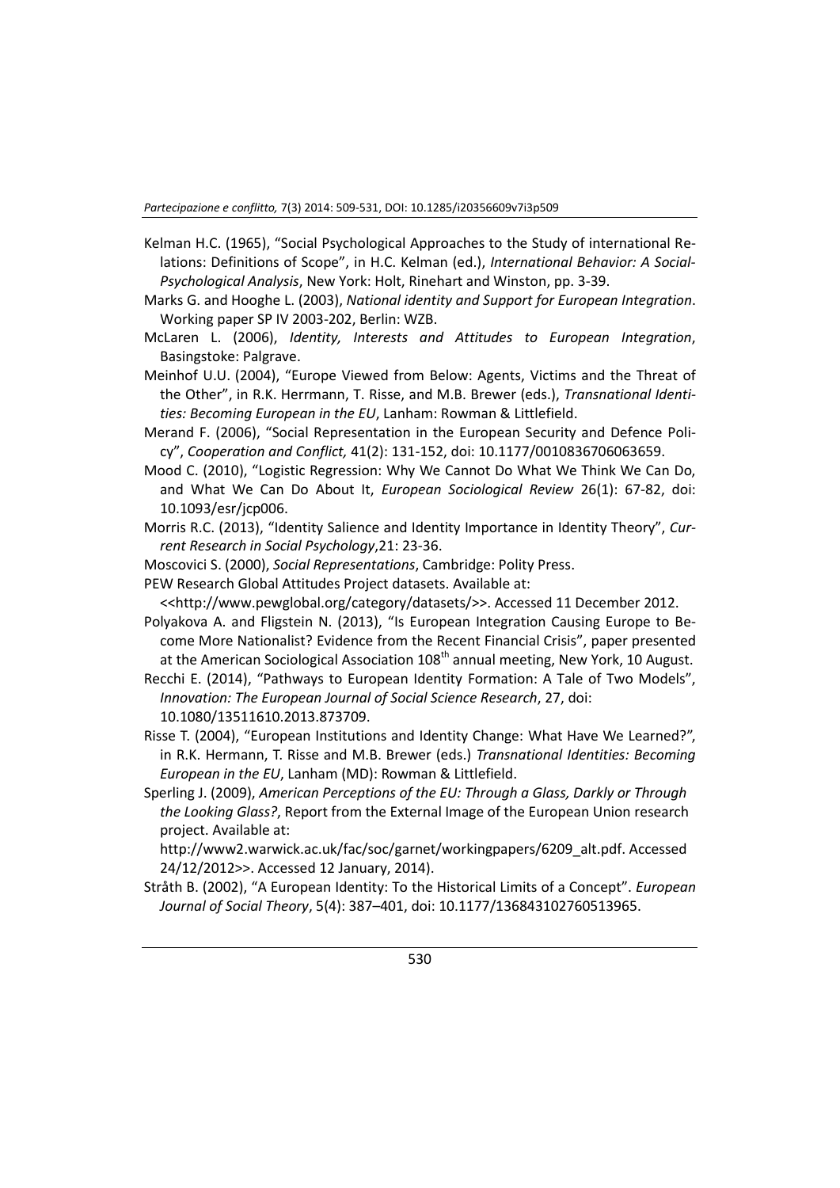Kelman H.C. (1965), "Social Psychological Approaches to the Study of international Relations: Definitions of Scope", in H.C. Kelman (ed.), *International Behavior: A Social-Psychological Analysis*, New York: Holt, Rinehart and Winston, pp. 3-39.

Marks G. and Hooghe L. (2003), *National identity and Support for European Integration*. Working paper SP IV 2003-202, Berlin: WZB.

McLaren L. (2006), *Identity, Interests and Attitudes to European Integration*, Basingstoke: Palgrave.

Meinhof U.U. (2004), "Europe Viewed from Below: Agents, Victims and the Threat of the Other", in R.K. Herrmann, T. Risse, and M.B. Brewer (eds.), *Transnational Identities: Becoming European in the EU*, Lanham: Rowman & Littlefield.

Merand F. (2006), "Social Representation in the European Security and Defence Policy", *Cooperation and Conflict,* 41(2): 131-152, doi: 10.1177/0010836706063659.

Mood C. (2010), "Logistic Regression: Why We Cannot Do What We Think We Can Do, and What We Can Do About It, *European Sociological Review* 26(1): 67-82, doi: 10.1093/esr/jcp006.

Morris R.C. (2013), "Identity Salience and Identity Importance in Identity Theory", *Current Research in Social Psychology*,21: 23-36.

Moscovici S. (2000), *Social Representations*, Cambridge: Polity Press.

PEW Research Global Attitudes Project datasets. Available at: <<http://www.pewglobal.org/category/datasets/>>. Accessed 11 December 2012.

Polyakova A. and Fligstein N. (2013), "Is European Integration Causing Europe to Become More Nationalist? Evidence from the Recent Financial Crisis", paper presented at the American Sociological Association 108th annual meeting, New York, 10 August.

Recchi E. (2014), "Pathways to European Identity Formation: A Tale of Two Models", *Innovation: The European Journal of Social Science Research*, 27, doi: 10.1080/13511610.2013.873709.

Risse T. (2004), "European Institutions and Identity Change: What Have We Learned?", in R.K. Hermann, T. Risse and M.B. Brewer (eds.) *Transnational Identities: Becoming European in the EU*, Lanham (MD): Rowman & Littlefield.

Sperling J. (2009), *American Perceptions of the EU: Through a Glass, Darkly or Through the Looking Glass?*, Report from the External Image of the European Union research project. Available at: http://www2.warwick.ac.uk/fac/soc/garnet/workingpapers/6209_alt.pdf. Accessed 24/12/2012>>. Accessed 12 January, 2014).

Stråth B. (2002), "A European Identity: To the Historical Limits of a Concept". *European Journal of Social Theory*, 5(4): 387–401, doi: 10.1177/136843102760513965.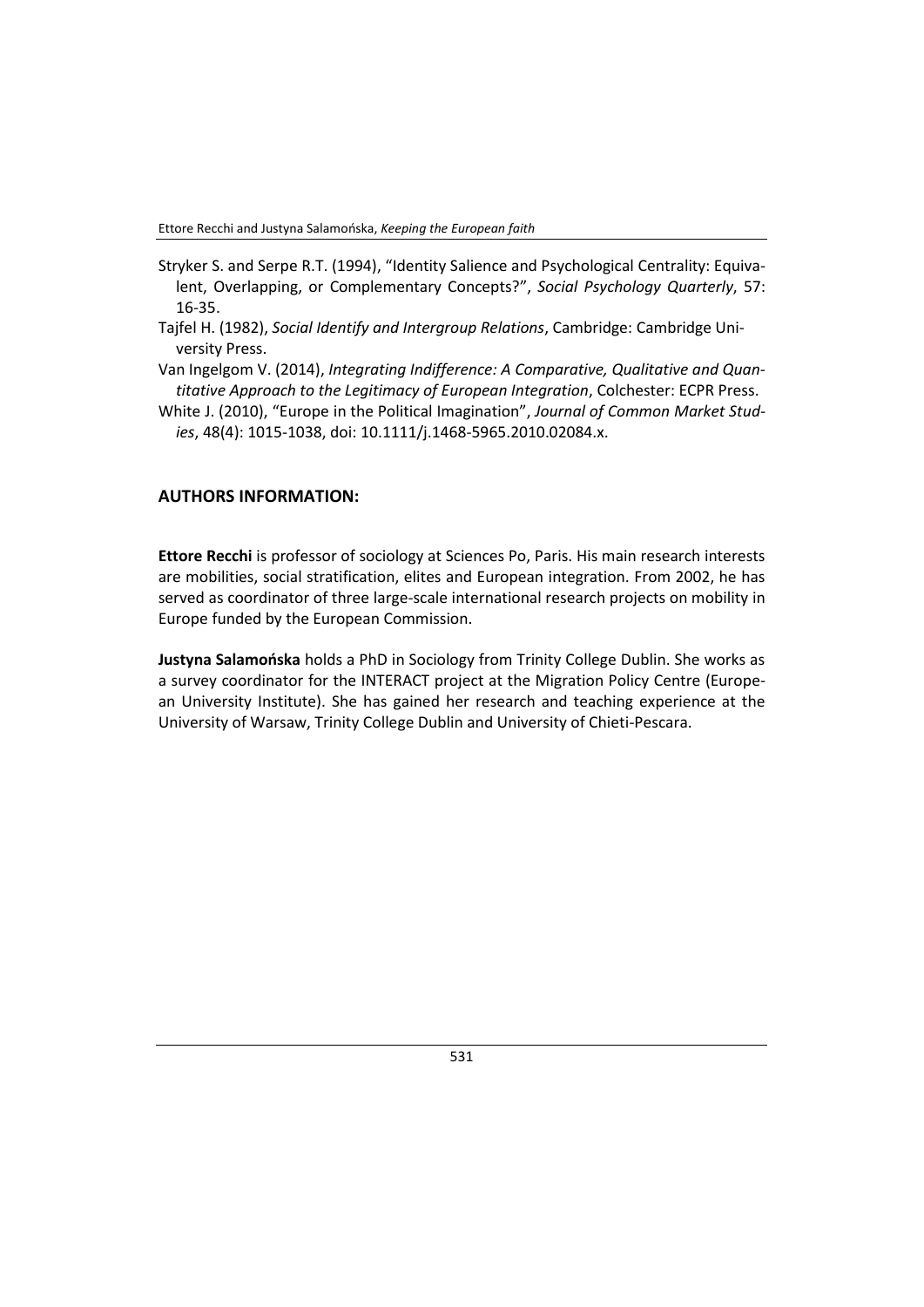Stryker S. and Serpe R.T. (1994), "Identity Salience and Psychological Centrality: Equivalent, Overlapping, or Complementary Concepts?", *Social Psychology Quarterly*, 57: 16-35.

Tajfel H. (1982), *Social Identify and Intergroup Relations*, Cambridge: Cambridge University Press.

Van Ingelgom V. (2014), *Integrating Indifference: A Comparative, Qualitative and Quantitative Approach to the Legitimacy of European Integration*, Colchester: ECPR Press.

White J. (2010), "Europe in the Political Imagination", *Journal of Common Market Studies*, 48(4): 1015-1038, doi: 10.1111/j.1468-5965.2010.02084.x.

## AUTHORS INFORMATION:

**Ettore Recchi** is professor of sociology at Sciences Po, Paris. His main research interests are mobilities, social stratification, elites and European integration. From 2002, he has served as coordinator of three large-scale international research projects on mobility in Europe funded by the European Commission.

**Justyna Salamońska** holds a PhD in Sociology from Trinity College Dublin. She works as a survey coordinator for the INTERACT project at the Migration Policy Centre (European University Institute). She has gained her research and teaching experience at the University of Warsaw, Trinity College Dublin and University of Chieti-Pescara.